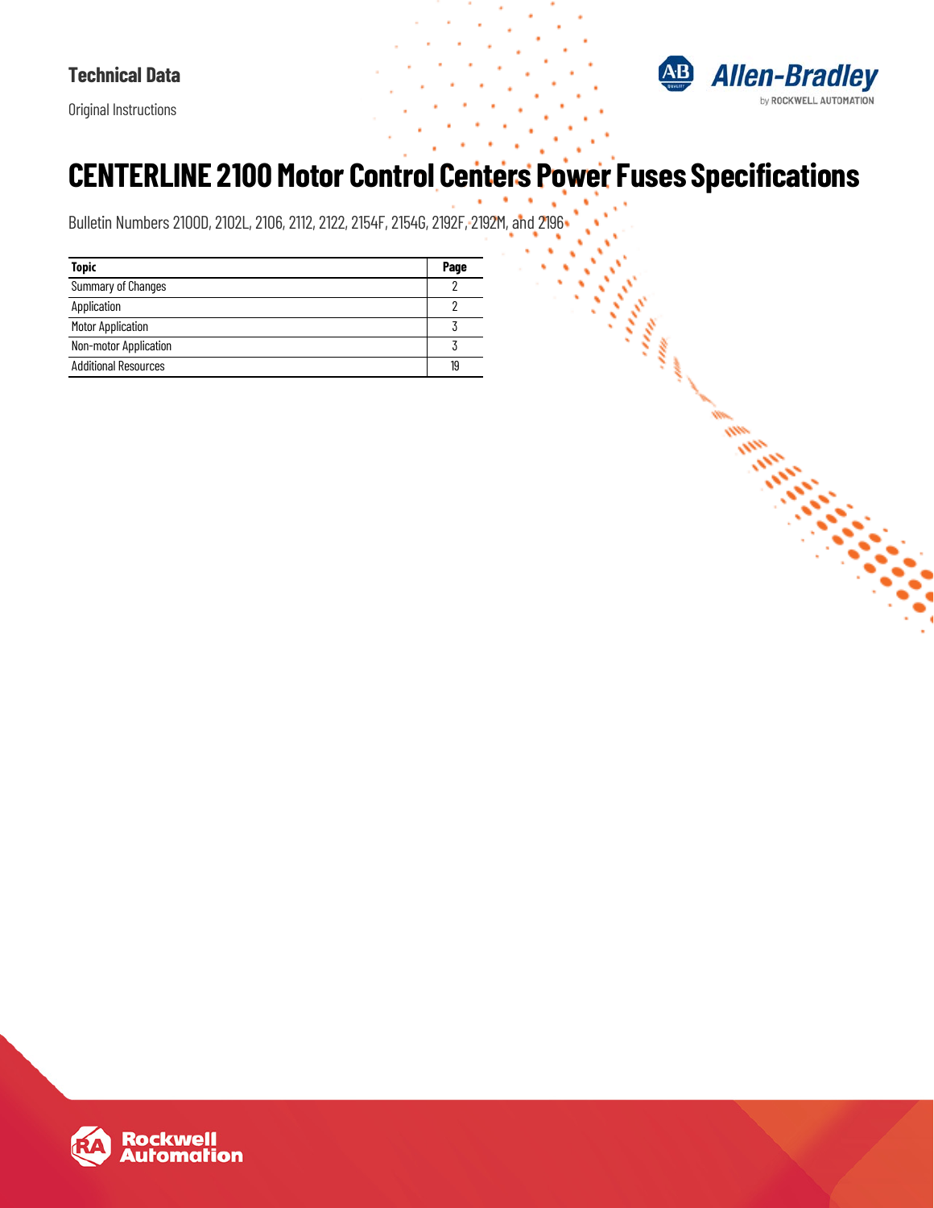**Technical Data**

Original Instructions

Allen-Bradley by ROCKWELL AUTOMATION

# CENTERLINE 2100 Motor Control Centers Power Fuses Specifications

Bulletin Numbers 2100D, 2102L, 2106, 2112, 2122, 2154F, 2154G, 2192F, 2192M, and 2196

| Topic | Page |
|---|---|
| Summary of Changes | 2 |
| Application | 2 |
| Motor Application | 3 |
| Non-motor Application | 3 |
| Additional Resources | 19 |

Rockwell Automation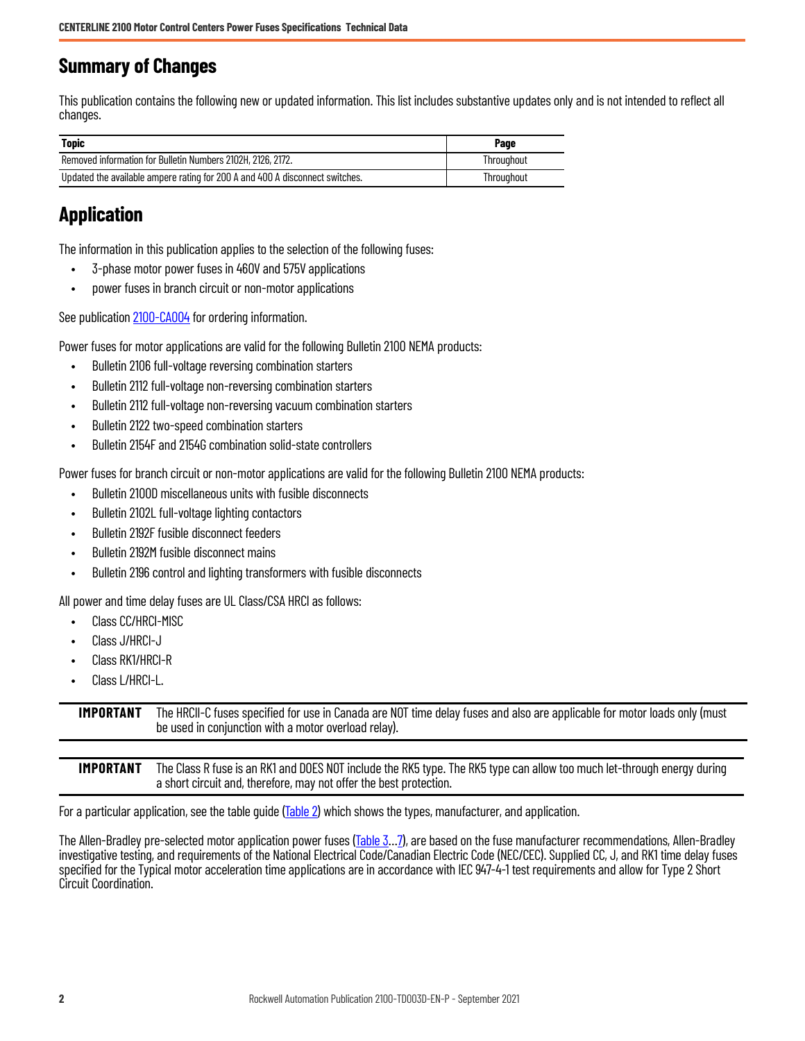## Summary of Changes

This publication contains the following new or updated information. This list includes substantive updates only and is not intended to reflect all changes.

| Topic | Page |
|---|---|
| Removed information for Bulletin Numbers 2102H, 2126, 2172. | Throughout |
| Updated the available ampere rating for 200 A and 400 A disconnect switches. | Throughout |

## Application

The information in this publication applies to the selection of the following fuses:

- 3-phase motor power fuses in 460V and 575V applications
- power fuses in branch circuit or non-motor applications

See publication 2100-CA004 for ordering information.

Power fuses for motor applications are valid for the following Bulletin 2100 NEMA products:

- Bulletin 2106 full-voltage reversing combination starters
- Bulletin 2112 full-voltage non-reversing combination starters
- Bulletin 2112 full-voltage non-reversing vacuum combination starters
- Bulletin 2122 two-speed combination starters
- Bulletin 2154F and 2154G combination solid-state controllers

Power fuses for branch circuit or non-motor applications are valid for the following Bulletin 2100 NEMA products:

- Bulletin 2100D miscellaneous units with fusible disconnects
- Bulletin 2102L full-voltage lighting contactors
- Bulletin 2192F fusible disconnect feeders
- Bulletin 2192M fusible disconnect mains
- Bulletin 2196 control and lighting transformers with fusible disconnects

All power and time delay fuses are UL Class/CSA HRCI as follows:

- Class CC/HRCI-MISC
- Class J/HRCI-J
- Class RK1/HRCI-R
- Class L/HRCI-L.

**IMPORTANT** The HRCII-C fuses specified for use in Canada are NOT time delay fuses and also are applicable for motor loads only (must be used in conjunction with a motor overload relay).

**IMPORTANT** The Class R fuse is an RK1 and DOES NOT include the RK5 type. The RK5 type can allow too much let-through energy during a short circuit and, therefore, may not offer the best protection.

For a particular application, see the table guide (Table 2) which shows the types, manufacturer, and application.

The Allen-Bradley pre-selected motor application power fuses (Table 3…7), are based on the fuse manufacturer recommendations, Allen-Bradley investigative testing, and requirements of the National Electrical Code/Canadian Electric Code (NEC/CEC). Supplied CC, J, and RK1 time delay fuses specified for the Typical motor acceleration time applications are in accordance with IEC 947-4-1 test requirements and allow for Type 2 Short Circuit Coordination.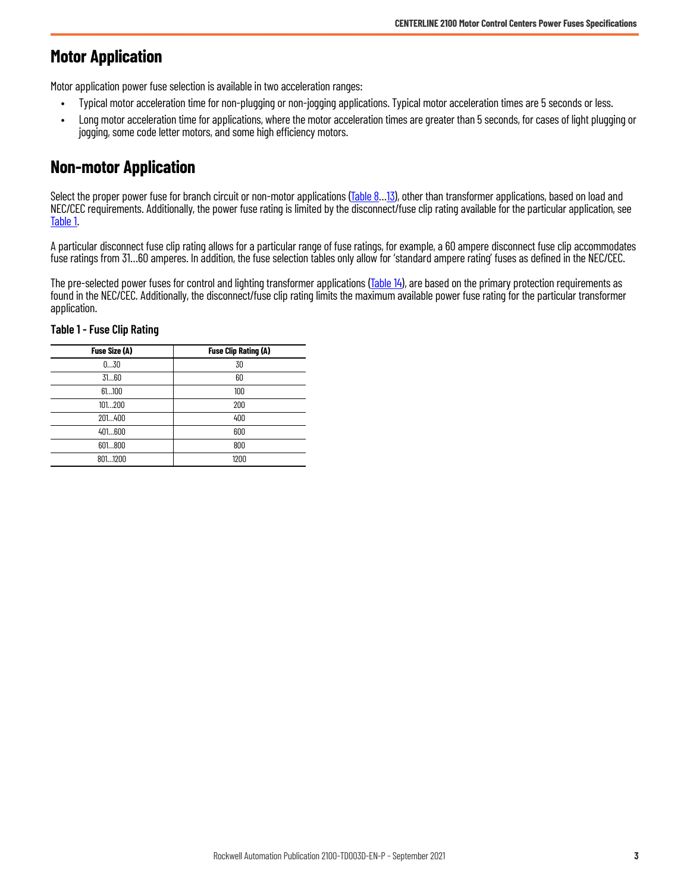## Motor Application

Motor application power fuse selection is available in two acceleration ranges:

- Typical motor acceleration time for non-plugging or non-jogging applications. Typical motor acceleration times are 5 seconds or less.
- Long motor acceleration time for applications, where the motor acceleration times are greater than 5 seconds, for cases of light plugging or jogging, some code letter motors, and some high efficiency motors.

## Non-motor Application

Select the proper power fuse for branch circuit or non-motor applications (Table 8…13), other than transformer applications, based on load and NEC/CEC requirements. Additionally, the power fuse rating is limited by the disconnect/fuse clip rating available for the particular application, see Table 1.

A particular disconnect fuse clip rating allows for a particular range of fuse ratings, for example, a 60 ampere disconnect fuse clip accommodates fuse ratings from 31…60 amperes. In addition, the fuse selection tables only allow for 'standard ampere rating' fuses as defined in the NEC/CEC.

The pre-selected power fuses for control and lighting transformer applications (Table 14), are based on the primary protection requirements as found in the NEC/CEC. Additionally, the disconnect/fuse clip rating limits the maximum available power fuse rating for the particular transformer application.

**Table 1 - Fuse Clip Rating**

| Fuse Size (A) | Fuse Clip Rating (A) |
|---|---|
| 0…30 | 30 |
| 31…60 | 60 |
| 61…100 | 100 |
| 101…200 | 200 |
| 201…400 | 400 |
| 401…600 | 600 |
| 601…800 | 800 |
| 801…1200 | 1200 |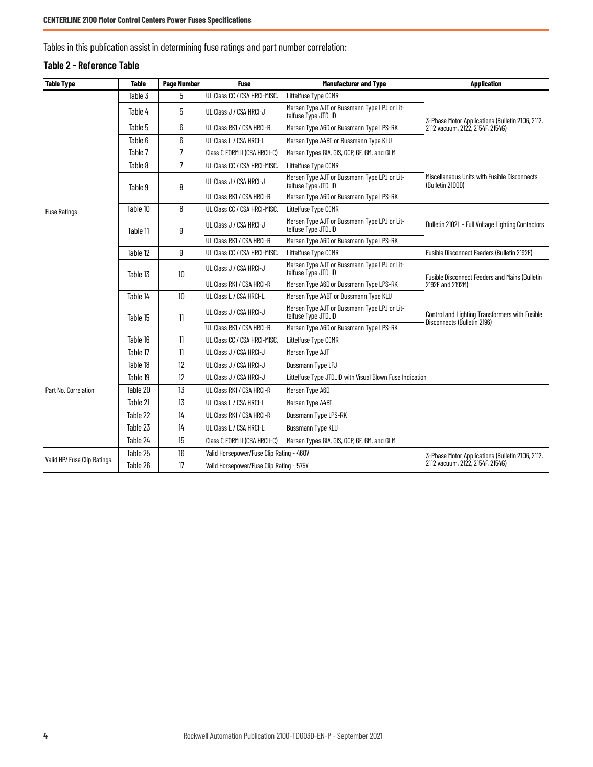Tables in this publication assist in determining fuse ratings and part number correlation:

### Table 2 - Reference Table

| Table Type | Table | Page Number | Fuse | Manufacturer and Type | Application |
|---|---|---|---|---|---|
| Fuse Ratings | Table 3 | 5 | UL Class CC / CSA HRCI-MISC. | Littelfuse Type CCMR | 3-Phase Motor Applications (Bulletin 2106, 2112, 2112 vacuum, 2122, 2154F, 2154G) |
| | Table 4 | 5 | UL Class J / CSA HRCI-J | Mersen Type AJT or Bussmann Type LPJ or Littelfuse Type JTD_ID | |
| | Table 5 | 6 | UL Class RK1 / CSA HRCI-R | Mersen Type A6D or Bussmann Type LPS-RK | |
| | Table 6 | 6 | UL Class L / CSA HRCI-L | Mersen Type A4BT or Bussmann Type KLU | |
| | Table 7 | 7 | Class C FORM II (CSA HRCII-C) | Mersen Types GIA, GIS, GCP, GF, GM, and GLM | |
| | Table 8 | 7 | UL Class CC / CSA HRCI-MISC. | Littelfuse Type CCMR | Miscellaneous Units with Fusible Disconnects (Bulletin 2100D) |
| | Table 9 | 8 | UL Class J / CSA HRCI-J | Mersen Type AJT or Bussmann Type LPJ or Littelfuse Type JTD_ID | |
| | | | UL Class RK1 / CSA HRCI-R | Mersen Type A6D or Bussmann Type LPS-RK | |
| | Table 10 | 8 | UL Class CC / CSA HRCI-MISC. | Littelfuse Type CCMR | Bulletin 2102L - Full Voltage Lighting Contactors |
| | Table 11 | 9 | UL Class J / CSA HRCI-J | Mersen Type AJT or Bussmann Type LPJ or Littelfuse Type JTD_ID | |
| | | | UL Class RK1 / CSA HRCI-R | Mersen Type A6D or Bussmann Type LPS-RK | |
| | Table 12 | 9 | UL Class CC / CSA HRCI-MISC. | Littelfuse Type CCMR | Fusible Disconnect Feeders (Bulletin 2192F) |
| | Table 13 | 10 | UL Class J / CSA HRCI-J | Mersen Type AJT or Bussmann Type LPJ or Littelfuse Type JTD_ID | Fusible Disconnect Feeders and Mains (Bulletin 2192F and 2192M) |
| | | | UL Class RK1 / CSA HRCI-R | Mersen Type A6D or Bussmann Type LPS-RK | |
| | Table 14 | 10 | UL Class L / CSA HRCI-L | Mersen Type A4BT or Bussmann Type KLU | |
| | Table 15 | 11 | UL Class J / CSA HRCI-J | Mersen Type AJT or Bussmann Type LPJ or Littelfuse Type JTD_ID | Control and Lighting Transformers with Fusible Disconnects (Bulletin 2196) |
| | | | UL Class RK1 / CSA HRCI-R | Mersen Type A6D or Bussmann Type LPS-RK | |
| Part No. Correlation | Table 16 | 11 | UL Class CC / CSA HRCI-MISC. | Littelfuse Type CCMR | |
| | Table 17 | 11 | UL Class J / CSA HRCI-J | Mersen Type AJT | |
| | Table 18 | 12 | UL Class J / CSA HRCI-J | Bussmann Type LPJ | |
| | Table 19 | 12 | UL Class J / CSA HRCI-J | Littelfuse Type JTD_ID with Visual Blown Fuse Indication | |
| | Table 20 | 13 | UL Class RK1 / CSA HRCI-R | Mersen Type A6D | |
| | Table 21 | 13 | UL Class L / CSA HRCI-L | Mersen Type A4BT | |
| | Table 22 | 14 | UL Class RK1 / CSA HRCI-R | Bussmann Type LPS-RK | |
| | Table 23 | 14 | UL Class L / CSA HRCI-L | Bussmann Type KLU | |
| | Table 24 | 15 | Class C FORM II (CSA HRCII-C) | Mersen Types GIA, GIS, GCP, GF, GM, and GLM | |
| Valid HP/ Fuse Clip Ratings | Table 25 | 16 | Valid Horsepower/Fuse Clip Rating - 460V | | 3-Phase Motor Applications (Bulletin 2106, 2112, 2112 vacuum, 2122, 2154F, 2154G) |
| | Table 26 | 17 | Valid Horsepower/Fuse Clip Rating - 575V | | |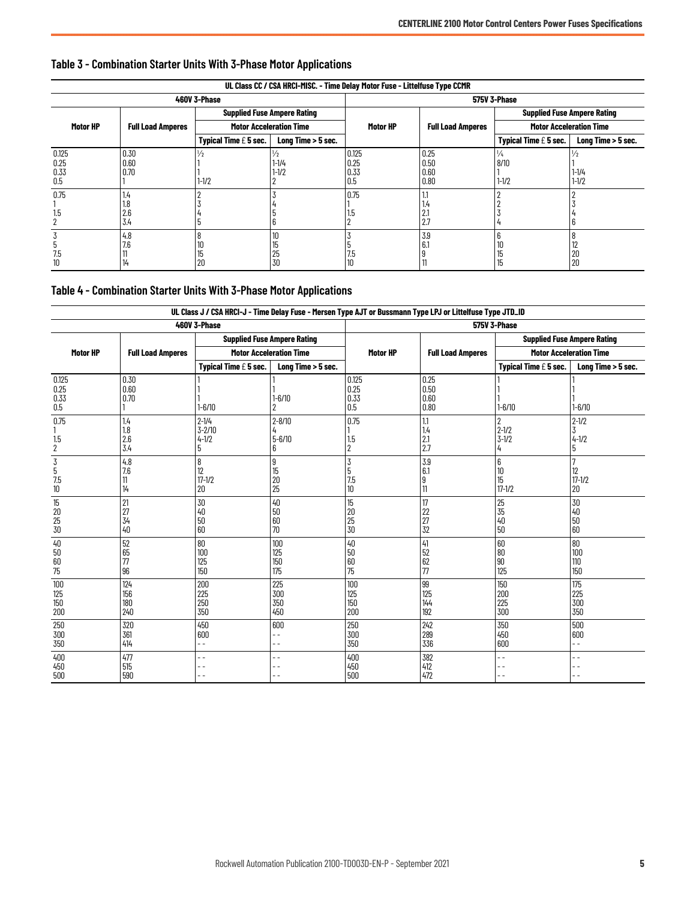## Table 3 - Combination Starter Units With 3-Phase Motor Applications

| UL Class CC / CSA HRCI-MISC. - Time Delay Motor Fuse - Littelfuse Type CCMR | | | | | | | |
|---|---|---|---|---|---|---|---|
| 460V 3-Phase | | | | 575V 3-Phase | | | |
| Motor HP | Full Load Amperes | Supplied Fuse Ampere Rating | | Motor HP | Full Load Amperes | Supplied Fuse Ampere Rating | |
| | | Motor Acceleration Time | | | | Motor Acceleration Time | |
| | | Typical Time £ 5 sec. | Long Time > 5 sec. | | | Typical Time £ 5 sec. | Long Time > 5 sec. |
| 0.125 | 0.30 | ½ | ½ | 0.125 | 0.25 | ¼ | ½ |
| 0.25 | 0.60 | 1 | 1-1/4 | 0.25 | 0.50 | 8/10 | 1 |
| 0.33 | 0.70 | 1 | 1-1/2 | 0.33 | 0.60 | 1 | 1-1/4 |
| 0.5 | 1 | 1-1/2 | 2 | 0.5 | 0.80 | 1-1/2 | 1-1/2 |
| 0.75 | 1.4 | 2 | 3 | 0.75 | 1.1 | 2 | 2 |
| 1 | 1.8 | 3 | 4 | 1 | 1.4 | 2 | 3 |
| 1.5 | 2.6 | 4 | 5 | 1.5 | 2.1 | 3 | 4 |
| 2 | 3.4 | 5 | 6 | 2 | 2.7 | 4 | 6 |
| 3 | 4.8 | 8 | 10 | 3 | 3.9 | 6 | 8 |
| 5 | 7.6 | 10 | 15 | 5 | 6.1 | 10 | 12 |
| 7.5 | 11 | 15 | 25 | 7.5 | 9 | 15 | 20 |
| 10 | 14 | 20 | 30 | 10 | 11 | 15 | 20 |

## Table 4 - Combination Starter Units With 3-Phase Motor Applications

| UL Class J / CSA HRCI-J - Time Delay Fuse - Mersen Type AJT or Bussmann Type LPJ or Littelfuse Type JTD_ID | | | | | | | |
|---|---|---|---|---|---|---|---|
| 460V 3-Phase | | | | 575V 3-Phase | | | |
| Motor HP | Full Load Amperes | Supplied Fuse Ampere Rating | | Motor HP | Full Load Amperes | Supplied Fuse Ampere Rating | |
| | | Motor Acceleration Time | | | | Motor Acceleration Time | |
| | | Typical Time £ 5 sec. | Long Time > 5 sec. | | | Typical Time £ 5 sec. | Long Time > 5 sec. |
| 0.125 | 0.30 | 1 | 1 | 0.125 | 0.25 | 1 | 1 |
| 0.25 | 0.60 | 1 | 1 | 0.25 | 0.50 | 1 | 1 |
| 0.33 | 0.70 | 1 | 1-6/10 | 0.33 | 0.60 | 1 | 1 |
| 0.5 | 1 | 1-6/10 | 2 | 0.5 | 0.80 | 1-6/10 | 1-6/10 |
| 0.75 | 1.4 | 2-1/4 | 2-8/10 | 0.75 | 1.1 | 2 | 2-1/2 |
| 1 | 1.8 | 3-2/10 | 4 | 1 | 1.4 | 2-1/2 | 3 |
| 1.5 | 2.6 | 4-1/2 | 5-6/10 | 1.5 | 2.1 | 3-1/2 | 4-1/2 |
| 2 | 3.4 | 5 | 6 | 2 | 2.7 | 4 | 5 |
| 3 | 4.8 | 8 | 9 | 3 | 3.9 | 6 | 7 |
| 5 | 7.6 | 12 | 15 | 5 | 6.1 | 10 | 12 |
| 7.5 | 11 | 17-1/2 | 20 | 7.5 | 9 | 15 | 17-1/2 |
| 10 | 14 | 20 | 25 | 10 | 11 | 17-1/2 | 20 |
| 15 | 21 | 30 | 40 | 15 | 17 | 25 | 30 |
| 20 | 27 | 40 | 50 | 20 | 22 | 35 | 40 |
| 25 | 34 | 50 | 60 | 25 | 27 | 40 | 50 |
| 30 | 40 | 60 | 70 | 30 | 32 | 50 | 60 |
| 40 | 52 | 80 | 100 | 40 | 41 | 60 | 80 |
| 50 | 65 | 100 | 125 | 50 | 52 | 80 | 100 |
| 60 | 77 | 125 | 150 | 60 | 62 | 90 | 110 |
| 75 | 96 | 150 | 175 | 75 | 77 | 125 | 150 |
| 100 | 124 | 200 | 225 | 100 | 99 | 150 | 175 |
| 125 | 156 | 225 | 300 | 125 | 125 | 200 | 225 |
| 150 | 180 | 250 | 350 | 150 | 144 | 225 | 300 |
| 200 | 240 | 350 | 450 | 200 | 192 | 300 | 350 |
| 250 | 320 | 450 | 600 | 250 | 242 | 350 | 500 |
| 300 | 361 | 600 | - - | 300 | 289 | 450 | 600 |
| 350 | 414 | - - | - - | 350 | 336 | 600 | - - |
| 400 | 477 | - - | - - | 400 | 382 | - - | - - |
| 450 | 515 | - - | - - | 450 | 412 | - - | - - |
| 500 | 590 | - - | - - | 500 | 472 | - - | - - |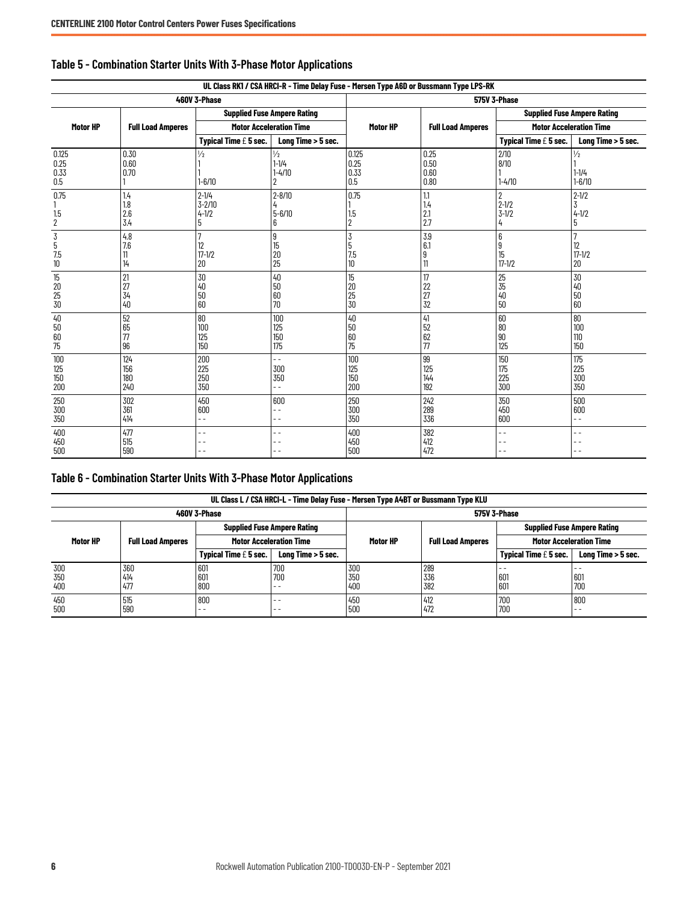## Table 5 - Combination Starter Units With 3-Phase Motor Applications

| UL Class RK1 / CSA HRCI-R - Time Delay Fuse - Mersen Type A6D or Bussmann Type LPS-RK | | | | | | | |
|---|---|---|---|---|---|---|---|
| 460V 3-Phase | | | | 575V 3-Phase | | | |
| Motor HP | Full Load Amperes | Supplied Fuse Ampere Rating | | Motor HP | Full Load Amperes | Supplied Fuse Ampere Rating | |
| | | Motor Acceleration Time | | | | Motor Acceleration Time | |
| | | Typical Time ≤ 5 sec. | Long Time > 5 sec. | | | Typical Time ≤ 5 sec. | Long Time > 5 sec. |
| 0.125 | 0.30 | ½ | ½ | 0.125 | 0.25 | 2/10 | ½ |
| 0.25 | 0.60 | 1 | 1-1/4 | 0.25 | 0.50 | 8/10 | 1 |
| 0.33 | 0.70 | 1 | 1-4/10 | 0.33 | 0.60 | 1 | 1-1/4 |
| 0.5 | 1 | 1-6/10 | 2 | 0.5 | 0.80 | 1-4/10 | 1-6/10 |
| 0.75 | 1.4 | 2-1/4 | 2-8/10 | 0.75 | 1.1 | 2 | 2-1/2 |
| 1 | 1.8 | 3-2/10 | 4 | 1 | 1.4 | 2-1/2 | 3 |
| 1.5 | 2.6 | 4-1/2 | 5-6/10 | 1.5 | 2.1 | 3-1/2 | 4-1/2 |
| 2 | 3.4 | 5 | 6 | 2 | 2.7 | 4 | 5 |
| 3 | 4.8 | 7 | 9 | 3 | 3.9 | 6 | 7 |
| 5 | 7.6 | 12 | 15 | 5 | 6.1 | 9 | 12 |
| 7.5 | 11 | 17-1/2 | 20 | 7.5 | 9 | 15 | 17-1/2 |
| 10 | 14 | 20 | 25 | 10 | 11 | 17-1/2 | 20 |
| 15 | 21 | 30 | 40 | 15 | 17 | 25 | 30 |
| 20 | 27 | 40 | 50 | 20 | 22 | 35 | 40 |
| 25 | 34 | 50 | 60 | 25 | 27 | 40 | 50 |
| 30 | 40 | 60 | 70 | 30 | 32 | 50 | 60 |
| 40 | 52 | 80 | 100 | 40 | 41 | 60 | 80 |
| 50 | 65 | 100 | 125 | 50 | 52 | 80 | 100 |
| 60 | 77 | 125 | 150 | 60 | 62 | 90 | 110 |
| 75 | 96 | 150 | 175 | 75 | 77 | 125 | 150 |
| 100 | 124 | 200 | - - | 100 | 99 | 150 | 175 |
| 125 | 156 | 225 | 300 | 125 | 125 | 175 | 225 |
| 150 | 180 | 250 | 350 | 150 | 144 | 225 | 300 |
| 200 | 240 | 350 | - - | 200 | 192 | 300 | 350 |
| 250 | 302 | 450 | 600 | 250 | 242 | 350 | 500 |
| 300 | 361 | 600 | - - | 300 | 289 | 450 | 600 |
| 350 | 414 | - - | - - | 350 | 336 | 600 | - - |
| 400 | 477 | - - | - - | 400 | 382 | - - | - - |
| 450 | 515 | - - | - - | 450 | 412 | - - | - - |
| 500 | 590 | - - | - - | 500 | 472 | - - | - - |

## Table 6 - Combination Starter Units With 3-Phase Motor Applications

| UL Class L / CSA HRCI-L - Time Delay Fuse - Mersen Type A4BT or Bussmann Type KLU | | | | | | | |
|---|---|---|---|---|---|---|---|
| 460V 3-Phase | | | | 575V 3-Phase | | | |
| Motor HP | Full Load Amperes | Supplied Fuse Ampere Rating | | Motor HP | Full Load Amperes | Supplied Fuse Ampere Rating | |
| | | Motor Acceleration Time | | | | Motor Acceleration Time | |
| | | Typical Time ≤ 5 sec. | Long Time > 5 sec. | | | Typical Time ≤ 5 sec. | Long Time > 5 sec. |
| 300 | 360 | 601 | 700 | 300 | 289 | - - | - - |
| 350 | 414 | 601 | 700 | 350 | 336 | 601 | 601 |
| 400 | 477 | 800 | - - | 400 | 382 | 601 | 700 |
| 450 | 515 | 800 | - - | 450 | 412 | 700 | 800 |
| 500 | 590 | - - | - - | 500 | 472 | 700 | - - |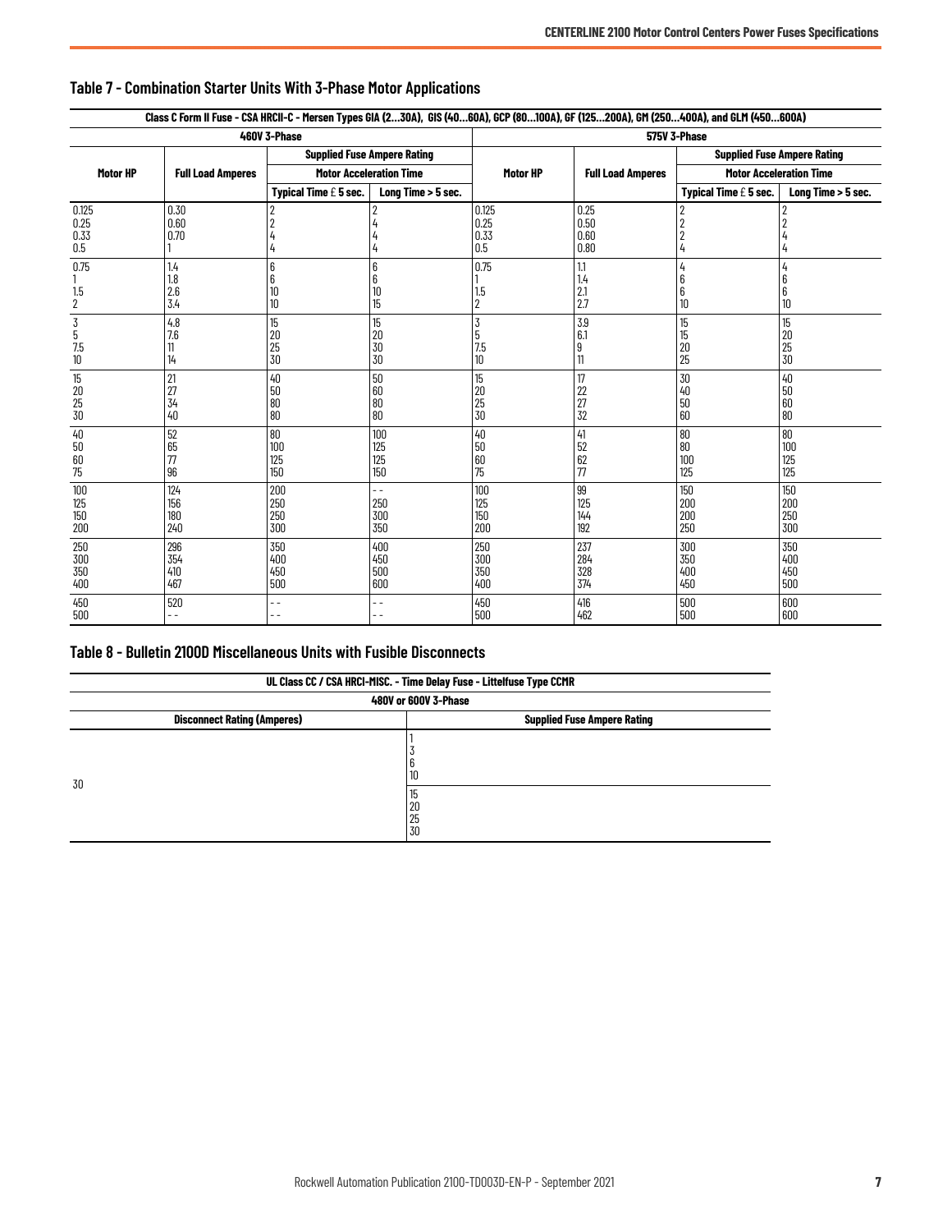## Table 7 - Combination Starter Units With 3-Phase Motor Applications

| Class C Form II Fuse - CSA HRCII-C - Mersen Types GIA (2…30A), GIS (40…60A), GCP (80…100A), GF (125…200A), GM (250…400A), and GLM (450…600A) | | | | | | | |
|---|---|---|---|---|---|---|---|
| 460V 3-Phase | | | | 575V 3-Phase | | | |
| Motor HP | Full Load Amperes | Supplied Fuse Ampere Rating | | Motor HP | Full Load Amperes | Supplied Fuse Ampere Rating | |
| | | Motor Acceleration Time | | | | Motor Acceleration Time | |
| | | Typical Time £ 5 sec. | Long Time > 5 sec. | | | Typical Time £ 5 sec. | Long Time > 5 sec. |
| 0.125 | 0.30 | 2 | 2 | 0.125 | 0.25 | 2 | 2 |
| 0.25 | 0.60 | 2 | 4 | 0.25 | 0.50 | 2 | 2 |
| 0.33 | 0.70 | 4 | 4 | 0.33 | 0.60 | 2 | 4 |
| 0.5 | 1 | 4 | 4 | 0.5 | 0.80 | 4 | 4 |
| 0.75 | 1.4 | 6 | 6 | 0.75 | 1.1 | 4 | 4 |
| 1 | 1.8 | 6 | 6 | 1 | 1.4 | 6 | 6 |
| 1.5 | 2.6 | 10 | 10 | 1.5 | 2.1 | 6 | 6 |
| 2 | 3.4 | 10 | 15 | 2 | 2.7 | 10 | 10 |
| 3 | 4.8 | 15 | 15 | 3 | 3.9 | 15 | 15 |
| 5 | 7.6 | 20 | 20 | 5 | 6.1 | 15 | 20 |
| 7.5 | 11 | 25 | 30 | 7.5 | 9 | 20 | 25 |
| 10 | 14 | 30 | 30 | 10 | 11 | 25 | 30 |
| 15 | 21 | 40 | 50 | 15 | 17 | 30 | 40 |
| 20 | 27 | 50 | 60 | 20 | 22 | 40 | 50 |
| 25 | 34 | 80 | 80 | 25 | 27 | 50 | 60 |
| 30 | 40 | 80 | 80 | 30 | 32 | 60 | 80 |
| 40 | 52 | 80 | 100 | 40 | 41 | 80 | 80 |
| 50 | 65 | 100 | 125 | 50 | 52 | 80 | 100 |
| 60 | 77 | 125 | 125 | 60 | 62 | 100 | 125 |
| 75 | 96 | 150 | 150 | 75 | 77 | 125 | 125 |
| 100 | 124 | 200 | - - | 100 | 99 | 150 | 150 |
| 125 | 156 | 250 | 250 | 125 | 125 | 200 | 200 |
| 150 | 180 | 250 | 300 | 150 | 144 | 200 | 250 |
| 200 | 240 | 300 | 350 | 200 | 192 | 250 | 300 |
| 250 | 296 | 350 | 400 | 250 | 237 | 300 | 350 |
| 300 | 354 | 400 | 450 | 300 | 284 | 350 | 400 |
| 350 | 410 | 450 | 500 | 350 | 328 | 400 | 450 |
| 400 | 467 | 500 | 600 | 400 | 374 | 450 | 500 |
| 450 | 520 | - - | - - | 450 | 416 | 500 | 600 |
| 500 | - - | - - | - - | 500 | 462 | 500 | 600 |

## Table 8 - Bulletin 2100D Miscellaneous Units with Fusible Disconnects

| UL Class CC / CSA HRCI-MISC. - Time Delay Fuse - Littelfuse Type CCMR | |
|---|---|
| 480V or 600V 3-Phase | |
| Disconnect Rating (Amperes) | Supplied Fuse Ampere Rating |
| 30 | 1 |
| | 3 |
| | 6 |
| | 10 |
| | 15 |
| | 20 |
| | 25 |
| | 30 |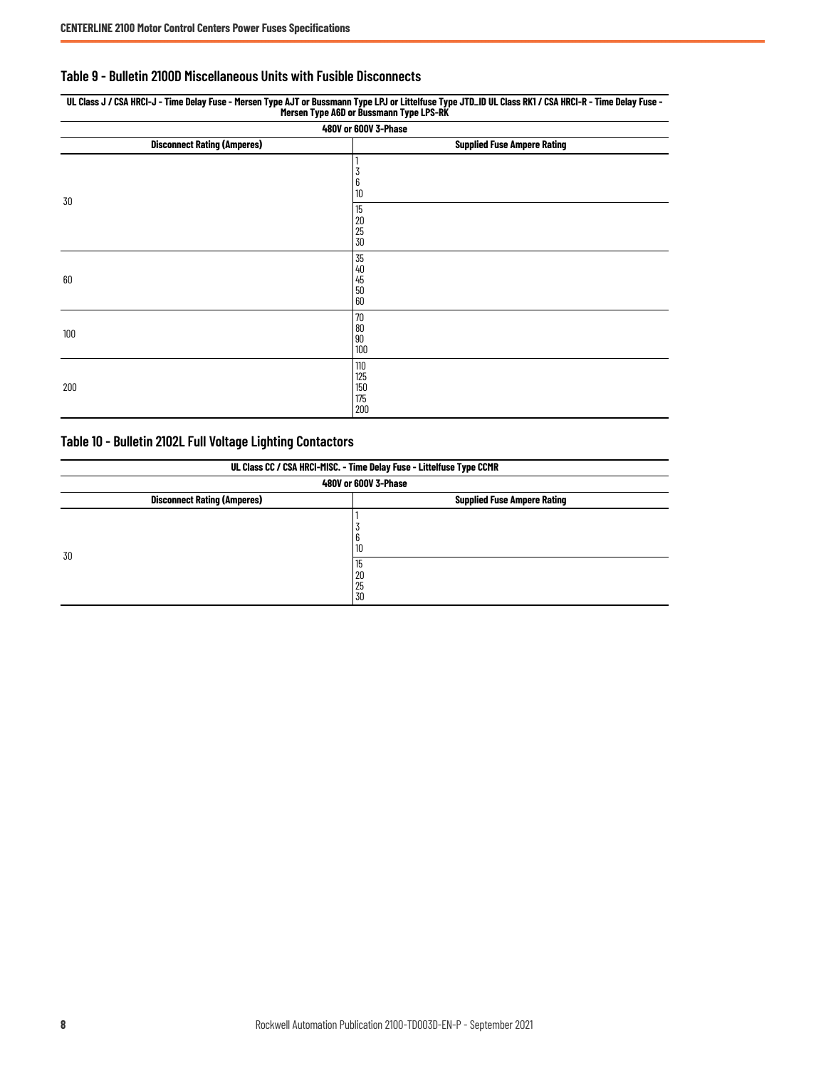## Table 9 - Bulletin 2100D Miscellaneous Units with Fusible Disconnects

| UL Class J / CSA HRCI-J - Time Delay Fuse - Mersen Type AJT or Bussmann Type LPJ or Littelfuse Type JTD_ID UL Class RK1 / CSA HRCI-R - Time Delay Fuse - Mersen Type A6D or Bussmann Type LPS-RK | |
|---|---|
| 480V or 600V 3-Phase | |
| **Disconnect Rating (Amperes)** | **Supplied Fuse Ampere Rating** |
| 30 | 1<br>3<br>6<br>10 |
| | 15<br>20<br>25<br>30 |
| 60 | 35<br>40<br>45<br>50<br>60 |
| 100 | 70<br>80<br>90<br>100 |
| 200 | 110<br>125<br>150<br>175<br>200 |

## Table 10 - Bulletin 2102L Full Voltage Lighting Contactors

| UL Class CC / CSA HRCI-MISC. - Time Delay Fuse - Littelfuse Type CCMR | |
|---|---|
| 480V or 600V 3-Phase | |
| **Disconnect Rating (Amperes)** | **Supplied Fuse Ampere Rating** |
| 30 | 1<br>3<br>6<br>10 |
| | 15<br>20<br>25<br>30 |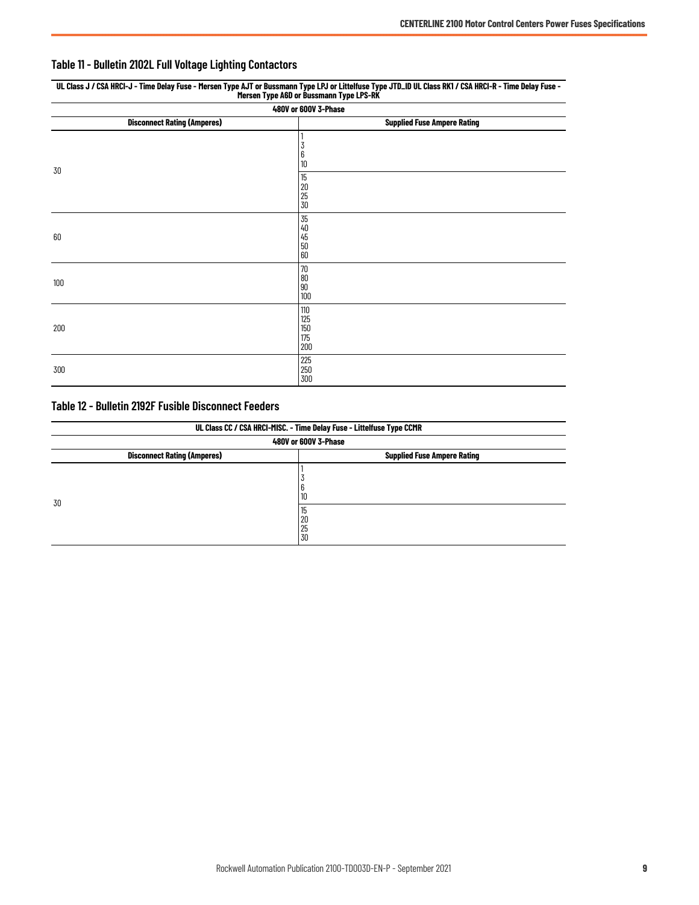### Table 11 - Bulletin 2102L Full Voltage Lighting Contactors

| UL Class J / CSA HRCI-J - Time Delay Fuse - Mersen Type AJT or Bussmann Type LPJ or Littelfuse Type JTD_ID UL Class RK1 / CSA HRCI-R - Time Delay Fuse - Mersen Type A6D or Bussmann Type LPS-RK | |
|---|---|
| **480V or 600V 3-Phase** | |
| **Disconnect Rating (Amperes)** | **Supplied Fuse Ampere Rating** |
| 30 | 1<br>3<br>6<br>10 |
| | 15<br>20<br>25<br>30 |
| 60 | 35<br>40<br>45<br>50<br>60 |
| 100 | 70<br>80<br>90<br>100 |
| 200 | 110<br>125<br>150<br>175<br>200 |
| 300 | 225<br>250<br>300 |

### Table 12 - Bulletin 2192F Fusible Disconnect Feeders

| UL Class CC / CSA HRCI-MISC. - Time Delay Fuse - Littelfuse Type CCMR | |
|---|---|
| **480V or 600V 3-Phase** | |
| **Disconnect Rating (Amperes)** | **Supplied Fuse Ampere Rating** |
| 30 | 1<br>3<br>6<br>10 |
| | 15<br>20<br>25<br>30 |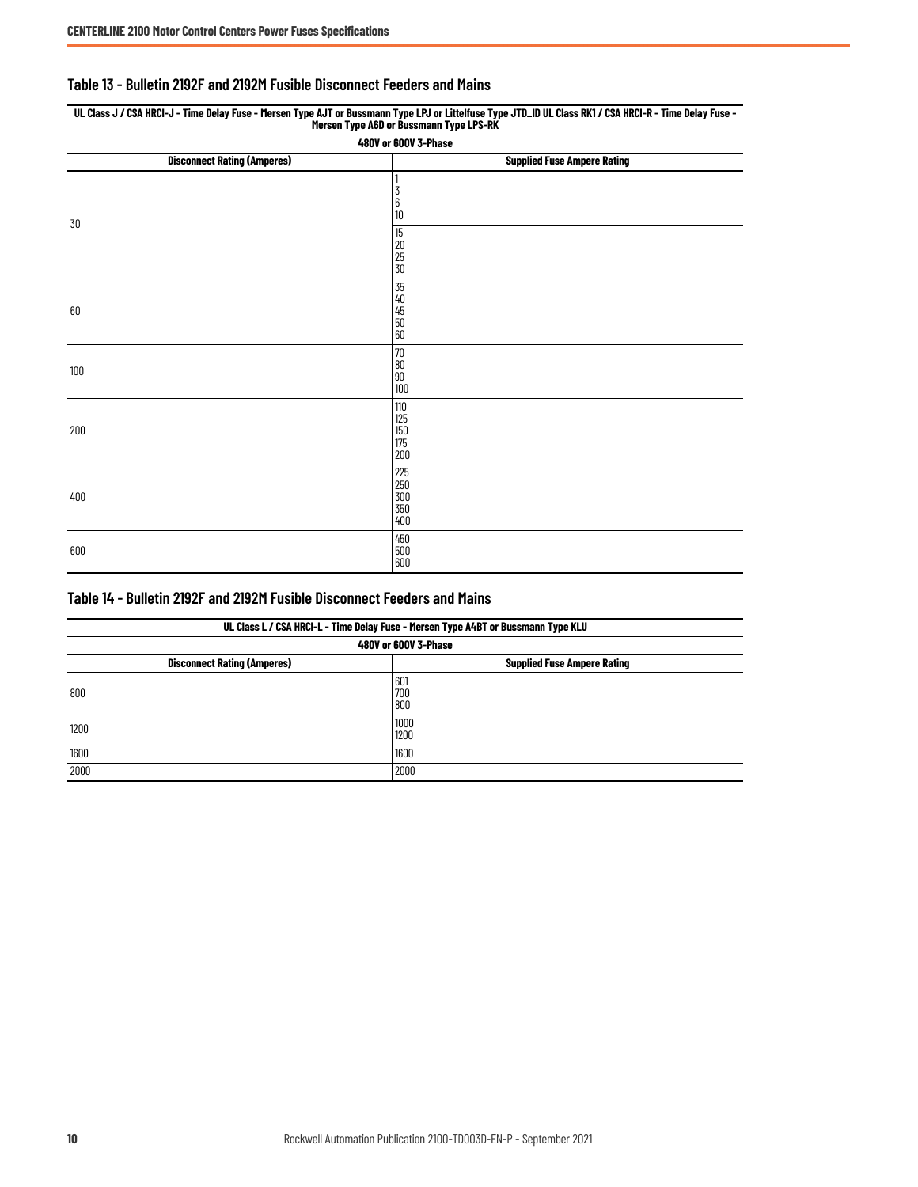## Table 13 - Bulletin 2192F and 2192M Fusible Disconnect Feeders and Mains

| UL Class J / CSA HRCI-J - Time Delay Fuse - Mersen Type AJT or Bussmann Type LPJ or Littelfuse Type JTD_ID UL Class RK1 / CSA HRCI-R - Time Delay Fuse - Mersen Type A6D or Bussmann Type LPS-RK | |
|---|---|
| **480V or 600V 3-Phase** | |
| **Disconnect Rating (Amperes)** | **Supplied Fuse Ampere Rating** |
| 30 | 1<br>3<br>6<br>10 |
| | 15<br>20<br>25<br>30 |
| 60 | 35<br>40<br>45<br>50<br>60 |
| 100 | 70<br>80<br>90<br>100 |
| 200 | 110<br>125<br>150<br>175<br>200 |
| 400 | 225<br>250<br>300<br>350<br>400 |
| 600 | 450<br>500<br>600 |

## Table 14 - Bulletin 2192F and 2192M Fusible Disconnect Feeders and Mains

| UL Class L / CSA HRCI-L - Time Delay Fuse - Mersen Type A4BT or Bussmann Type KLU | |
|---|---|
| **480V or 600V 3-Phase** | |
| **Disconnect Rating (Amperes)** | **Supplied Fuse Ampere Rating** |
| 800 | 601<br>700<br>800 |
| 1200 | 1000<br>1200 |
| 1600 | 1600 |
| 2000 | 2000 |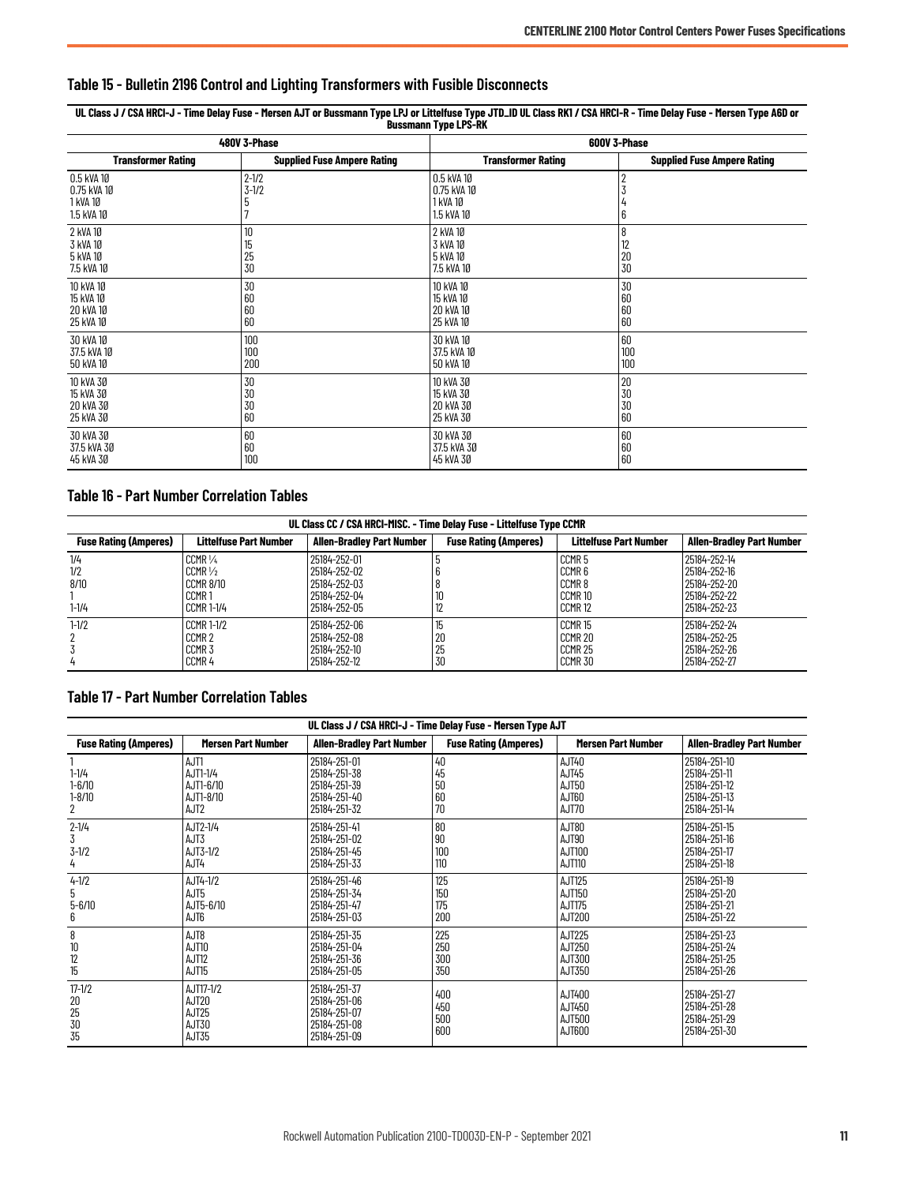## Table 15 - Bulletin 2196 Control and Lighting Transformers with Fusible Disconnects

| UL Class J / CSA HRCI-J - Time Delay Fuse - Mersen AJT or Bussmann Type LPJ or Littelfuse Type JTD_ID UL Class RK1 / CSA HRCI-R - Time Delay Fuse - Mersen Type A6D or Bussmann Type LPS-RK | | | |
|---|---|---|---|
| 480V 3-Phase | | 600V 3-Phase | |
| Transformer Rating | Supplied Fuse Ampere Rating | Transformer Rating | Supplied Fuse Ampere Rating |
| 0.5 kVA 1Ø | 2-1/2 | 0.5 kVA 1Ø | 2 |
| 0.75 kVA 1Ø | 3-1/2 | 0.75 kVA 1Ø | 3 |
| 1 kVA 1Ø | 5 | 1 kVA 1Ø | 4 |
| 1.5 kVA 1Ø | 7 | 1.5 kVA 1Ø | 6 |
| 2 kVA 1Ø | 10 | 2 kVA 1Ø | 8 |
| 3 kVA 1Ø | 15 | 3 kVA 1Ø | 12 |
| 5 kVA 1Ø | 25 | 5 kVA 1Ø | 20 |
| 7.5 kVA 1Ø | 30 | 7.5 kVA 1Ø | 30 |
| 10 kVA 1Ø | 30 | 10 kVA 1Ø | 30 |
| 15 kVA 1Ø | 60 | 15 kVA 1Ø | 60 |
| 20 kVA 1Ø | 60 | 20 kVA 1Ø | 60 |
| 25 kVA 1Ø | 60 | 25 kVA 1Ø | 60 |
| 30 kVA 1Ø | 100 | 30 kVA 1Ø | 60 |
| 37.5 kVA 1Ø | 100 | 37.5 kVA 1Ø | 100 |
| 50 kVA 1Ø | 200 | 50 kVA 1Ø | 100 |
| 10 kVA 3Ø | 30 | 10 kVA 3Ø | 20 |
| 15 kVA 3Ø | 30 | 15 kVA 3Ø | 30 |
| 20 kVA 3Ø | 30 | 20 kVA 3Ø | 30 |
| 25 kVA 3Ø | 60 | 25 kVA 3Ø | 60 |
| 30 kVA 3Ø | 60 | 30 kVA 3Ø | 60 |
| 37.5 kVA 3Ø | 60 | 37.5 kVA 3Ø | 60 |
| 45 kVA 3Ø | 100 | 45 kVA 3Ø | 60 |

## Table 16 - Part Number Correlation Tables

| UL Class CC / CSA HRCI-MISC. - Time Delay Fuse - Littelfuse Type CCMR | | | | | |
|---|---|---|---|---|---|
| Fuse Rating (Amperes) | Littelfuse Part Number | Allen-Bradley Part Number | Fuse Rating (Amperes) | Littelfuse Part Number | Allen-Bradley Part Number |
| 1/4 | CCMR 1/4 | 25184-252-01 | 5 | CCMR 5 | 25184-252-14 |
| 1/2 | CCMR 1/2 | 25184-252-02 | 6 | CCMR 6 | 25184-252-16 |
| 8/10 | CCMR 8/10 | 25184-252-03 | 8 | CCMR 8 | 25184-252-20 |
| 1 | CCMR 1 | 25184-252-04 | 10 | CCMR 10 | 25184-252-22 |
| 1-1/4 | CCMR 1-1/4 | 25184-252-05 | 12 | CCMR 12 | 25184-252-23 |
| 1-1/2 | CCMR 1-1/2 | 25184-252-06 | 15 | CCMR 15 | 25184-252-24 |
| 2 | CCMR 2 | 25184-252-08 | 20 | CCMR 20 | 25184-252-25 |
| 3 | CCMR 3 | 25184-252-10 | 25 | CCMR 25 | 25184-252-26 |
| 4 | CCMR 4 | 25184-252-12 | 30 | CCMR 30 | 25184-252-27 |

## Table 17 - Part Number Correlation Tables

| UL Class J / CSA HRCI-J - Time Delay Fuse - Mersen Type AJT | | | | | |
|---|---|---|---|---|---|
| Fuse Rating (Amperes) | Mersen Part Number | Allen-Bradley Part Number | Fuse Rating (Amperes) | Mersen Part Number | Allen-Bradley Part Number |
| 1 | AJT1 | 25184-251-01 | 40 | AJT40 | 25184-251-10 |
| 1-1/4 | AJT1-1/4 | 25184-251-38 | 45 | AJT45 | 25184-251-11 |
| 1-6/10 | AJT1-6/10 | 25184-251-39 | 50 | AJT50 | 25184-251-12 |
| 1-8/10 | AJT1-8/10 | 25184-251-40 | 60 | AJT60 | 25184-251-13 |
| 2 | AJT2 | 25184-251-32 | 70 | AJT70 | 25184-251-14 |
| 2-1/4 | AJT2-1/4 | 25184-251-41 | 80 | AJT80 | 25184-251-15 |
| 3 | AJT3 | 25184-251-02 | 90 | AJT90 | 25184-251-16 |
| 3-1/2 | AJT3-1/2 | 25184-251-45 | 100 | AJT100 | 25184-251-17 |
| 4 | AJT4 | 25184-251-33 | 110 | AJT110 | 25184-251-18 |
| 4-1/2 | AJT4-1/2 | 25184-251-46 | 125 | AJT125 | 25184-251-19 |
| 5 | AJT5 | 25184-251-34 | 150 | AJT150 | 25184-251-20 |
| 5-6/10 | AJT5-6/10 | 25184-251-47 | 175 | AJT175 | 25184-251-21 |
| 6 | AJT6 | 25184-251-03 | 200 | AJT200 | 25184-251-22 |
| 8 | AJT8 | 25184-251-35 | 225 | AJT225 | 25184-251-23 |
| 10 | AJT10 | 25184-251-04 | 250 | AJT250 | 25184-251-24 |
| 12 | AJT12 | 25184-251-36 | 300 | AJT300 | 25184-251-25 |
| 15 | AJT15 | 25184-251-05 | 350 | AJT350 | 25184-251-26 |
| 17-1/2 | AJT17-1/2 | 25184-251-37 | 400 | AJT400 | 25184-251-27 |
| 20 | AJT20 | 25184-251-06 | 450 | AJT450 | 25184-251-28 |
| 25 | AJT25 | 25184-251-07 | 500 | AJT500 | 25184-251-29 |
| 30 | AJT30 | 25184-251-08 | 600 | AJT600 | 25184-251-30 |
| 35 | AJT35 | 25184-251-09 | | | |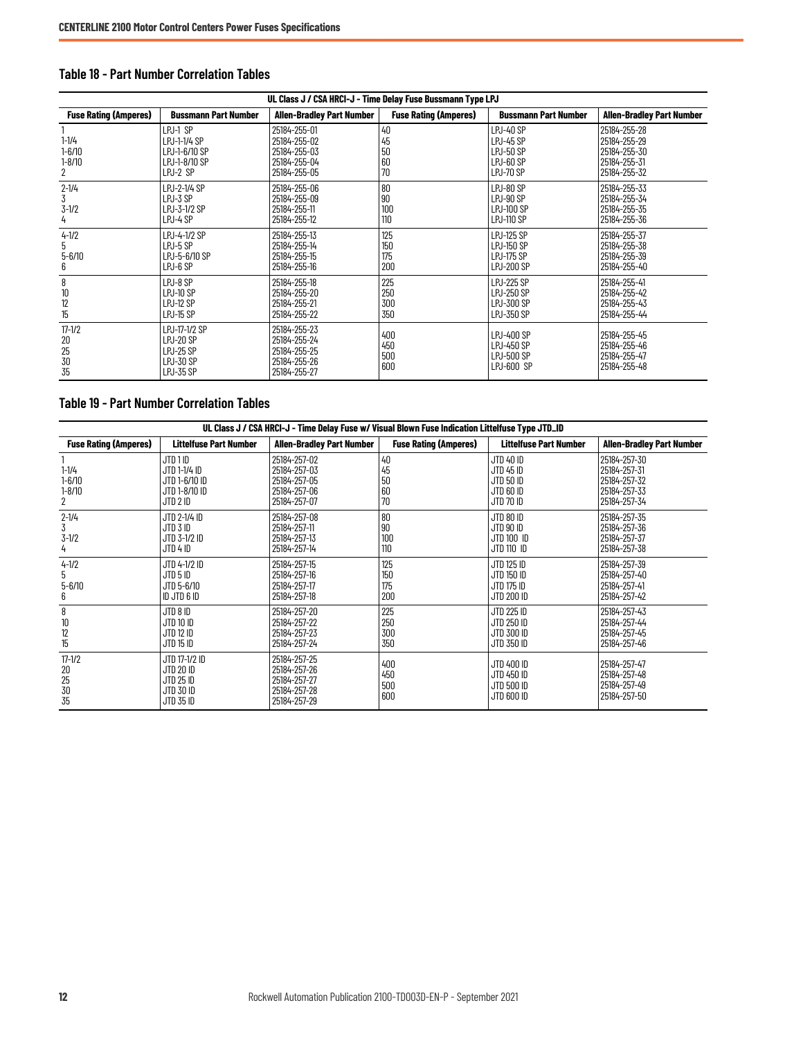## Table 18 - Part Number Correlation Tables

| UL Class J / CSA HRCI-J - Time Delay Fuse Bussmann Type LPJ | | | | | |
|---|---|---|---|---|---|
| **Fuse Rating (Amperes)** | **Bussmann Part Number** | **Allen-Bradley Part Number** | **Fuse Rating (Amperes)** | **Bussmann Part Number** | **Allen-Bradley Part Number** |
| 1 | LPJ-1 SP | 25184-255-01 | 40 | LPJ-40 SP | 25184-255-28 |
| 1-1/4 | LPJ-1-1/4 SP | 25184-255-02 | 45 | LPJ-45 SP | 25184-255-29 |
| 1-6/10 | LPJ-1-6/10 SP | 25184-255-03 | 50 | LPJ-50 SP | 25184-255-30 |
| 1-8/10 | LPJ-1-8/10 SP | 25184-255-04 | 60 | LPJ-60 SP | 25184-255-31 |
| 2 | LPJ-2 SP | 25184-255-05 | 70 | LPJ-70 SP | 25184-255-32 |
| 2-1/4 | LPJ-2-1/4 SP | 25184-255-06 | 80 | LPJ-80 SP | 25184-255-33 |
| 3 | LPJ-3 SP | 25184-255-09 | 90 | LPJ-90 SP | 25184-255-34 |
| 3-1/2 | LPJ-3-1/2 SP | 25184-255-11 | 100 | LPJ-100 SP | 25184-255-35 |
| 4 | LPJ-4 SP | 25184-255-12 | 110 | LPJ-110 SP | 25184-255-36 |
| 4-1/2 | LPJ-4-1/2 SP | 25184-255-13 | 125 | LPJ-125 SP | 25184-255-37 |
| 5 | LPJ-5 SP | 25184-255-14 | 150 | LPJ-150 SP | 25184-255-38 |
| 5-6/10 | LPJ-5-6/10 SP | 25184-255-15 | 175 | LPJ-175 SP | 25184-255-39 |
| 6 | LPJ-6 SP | 25184-255-16 | 200 | LPJ-200 SP | 25184-255-40 |
| 8 | LPJ-8 SP | 25184-255-18 | 225 | LPJ-225 SP | 25184-255-41 |
| 10 | LPJ-10 SP | 25184-255-20 | 250 | LPJ-250 SP | 25184-255-42 |
| 12 | LPJ-12 SP | 25184-255-21 | 300 | LPJ-300 SP | 25184-255-43 |
| 15 | LPJ-15 SP | 25184-255-22 | 350 | LPJ-350 SP | 25184-255-44 |
| 17-1/2 | LPJ-17-1/2 SP | 25184-255-23 | 400 | LPJ-400 SP | 25184-255-45 |
| 20 | LPJ-20 SP | 25184-255-24 | 450 | LPJ-450 SP | 25184-255-46 |
| 25 | LPJ-25 SP | 25184-255-25 | 500 | LPJ-500 SP | 25184-255-47 |
| 30 | LPJ-30 SP | 25184-255-26 | 600 | LPJ-600 SP | 25184-255-48 |
| 35 | LPJ-35 SP | 25184-255-27 | | | |

## Table 19 - Part Number Correlation Tables

| UL Class J / CSA HRCI-J - Time Delay Fuse w/ Visual Blown Fuse Indication Littelfuse Type JTD_ID | | | | | |
|---|---|---|---|---|---|
| **Fuse Rating (Amperes)** | **Littelfuse Part Number** | **Allen-Bradley Part Number** | **Fuse Rating (Amperes)** | **Littelfuse Part Number** | **Allen-Bradley Part Number** |
| 1 | JTD 1 ID | 25184-257-02 | 40 | JTD 40 ID | 25184-257-30 |
| 1-1/4 | JTD 1-1/4 ID | 25184-257-03 | 45 | JTD 45 ID | 25184-257-31 |
| 1-6/10 | JTD 1-6/10 ID | 25184-257-05 | 50 | JTD 50 ID | 25184-257-32 |
| 1-8/10 | JTD 1-8/10 ID | 25184-257-06 | 60 | JTD 60 ID | 25184-257-33 |
| 2 | JTD 2 ID | 25184-257-07 | 70 | JTD 70 ID | 25184-257-34 |
| 2-1/4 | JTD 2-1/4 ID | 25184-257-08 | 80 | JTD 80 ID | 25184-257-35 |
| 3 | JTD 3 ID | 25184-257-11 | 90 | JTD 90 ID | 25184-257-36 |
| 3-1/2 | JTD 3-1/2 ID | 25184-257-13 | 100 | JTD 100 ID | 25184-257-37 |
| 4 | JTD 4 ID | 25184-257-14 | 110 | JTD 110 ID | 25184-257-38 |
| 4-1/2 | JTD 4-1/2 ID | 25184-257-15 | 125 | JTD 125 ID | 25184-257-39 |
| 5 | JTD 5 ID | 25184-257-16 | 150 | JTD 150 ID | 25184-257-40 |
| 5-6/10 | JTD 5-6/10 | 25184-257-17 | 175 | JTD 175 ID | 25184-257-41 |
| 6 | ID JTD 6 ID | 25184-257-18 | 200 | JTD 200 ID | 25184-257-42 |
| 8 | JTD 8 ID | 25184-257-20 | 225 | JTD 225 ID | 25184-257-43 |
| 10 | JTD 10 ID | 25184-257-22 | 250 | JTD 250 ID | 25184-257-44 |
| 12 | JTD 12 ID | 25184-257-23 | 300 | JTD 300 ID | 25184-257-45 |
| 15 | JTD 15 ID | 25184-257-24 | 350 | JTD 350 ID | 25184-257-46 |
| 17-1/2 | JTD 17-1/2 ID | 25184-257-25 | 400 | JTD 400 ID | 25184-257-47 |
| 20 | JTD 20 ID | 25184-257-26 | 450 | JTD 450 ID | 25184-257-48 |
| 25 | JTD 25 ID | 25184-257-27 | 500 | JTD 500 ID | 25184-257-49 |
| 30 | JTD 30 ID | 25184-257-28 | 600 | JTD 600 ID | 25184-257-50 |
| 35 | JTD 35 ID | 25184-257-29 | | | |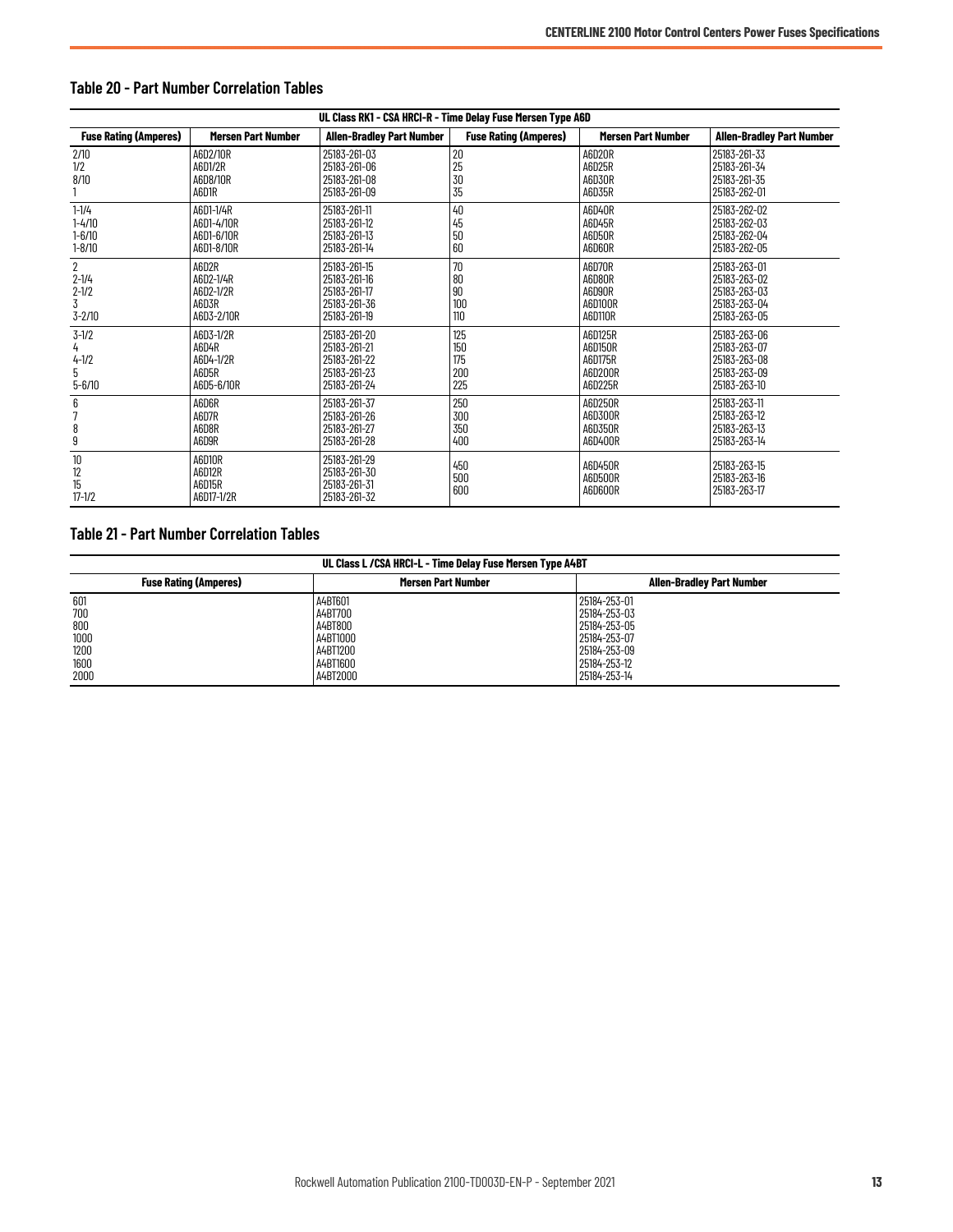## Table 20 - Part Number Correlation Tables

| UL Class RK1 - CSA HRCI-R - Time Delay Fuse Mersen Type A6D | | | | | |
|---|---|---|---|---|---|
| **Fuse Rating (Amperes)** | **Mersen Part Number** | **Allen-Bradley Part Number** | **Fuse Rating (Amperes)** | **Mersen Part Number** | **Allen-Bradley Part Number** |
| 2/10 | A6D2/10R | 25183-261-03 | 20 | A6D20R | 25183-261-33 |
| 1/2 | A6D1/2R | 25183-261-06 | 25 | A6D25R | 25183-261-34 |
| 8/10 | A6D8/10R | 25183-261-08 | 30 | A6D30R | 25183-261-35 |
| 1 | A6D1R | 25183-261-09 | 35 | A6D35R | 25183-262-01 |
| 1-1/4 | A6D1-1/4R | 25183-261-11 | 40 | A6D40R | 25183-262-02 |
| 1-4/10 | A6D1-4/10R | 25183-261-12 | 45 | A6D45R | 25183-262-03 |
| 1-6/10 | A6D1-6/10R | 25183-261-13 | 50 | A6D50R | 25183-262-04 |
| 1-8/10 | A6D1-8/10R | 25183-261-14 | 60 | A6D60R | 25183-262-05 |
| 2 | A6D2R | 25183-261-15 | 70 | A6D70R | 25183-263-01 |
| 2-1/4 | A6D2-1/4R | 25183-261-16 | 80 | A6D80R | 25183-263-02 |
| 2-1/2 | A6D2-1/2R | 25183-261-17 | 90 | A6D90R | 25183-263-03 |
| 3 | A6D3R | 25183-261-36 | 100 | A6D100R | 25183-263-04 |
| 3-2/10 | A6D3-2/10R | 25183-261-19 | 110 | A6D110R | 25183-263-05 |
| 3-1/2 | A6D3-1/2R | 25183-261-20 | 125 | A6D125R | 25183-263-06 |
| 4 | A6D4R | 25183-261-21 | 150 | A6D150R | 25183-263-07 |
| 4-1/2 | A6D4-1/2R | 25183-261-22 | 175 | A6D175R | 25183-263-08 |
| 5 | A6D5R | 25183-261-23 | 200 | A6D200R | 25183-263-09 |
| 5-6/10 | A6D5-6/10R | 25183-261-24 | 225 | A6D225R | 25183-263-10 |
| 6 | A6D6R | 25183-261-37 | 250 | A6D250R | 25183-263-11 |
| 7 | A6D7R | 25183-261-26 | 300 | A6D300R | 25183-263-12 |
| 8 | A6D8R | 25183-261-27 | 350 | A6D350R | 25183-263-13 |
| 9 | A6D9R | 25183-261-28 | 400 | A6D400R | 25183-263-14 |
| 10 | A6D10R | 25183-261-29 | 450 | A6D450R | 25183-263-15 |
| 12 | A6D12R | 25183-261-30 | 500 | A6D500R | 25183-263-16 |
| 15 | A6D15R | 25183-261-31 | 600 | A6D600R | 25183-263-17 |
| 17-1/2 | A6D17-1/2R | 25183-261-32 | | | |

## Table 21 - Part Number Correlation Tables

| UL Class L /CSA HRCI-L - Time Delay Fuse Mersen Type A4BT | | |
|---|---|---|
| **Fuse Rating (Amperes)** | **Mersen Part Number** | **Allen-Bradley Part Number** |
| 601 | A4BT601 | 25184-253-01 |
| 700 | A4BT700 | 25184-253-03 |
| 800 | A4BT800 | 25184-253-05 |
| 1000 | A4BT1000 | 25184-253-07 |
| 1200 | A4BT1200 | 25184-253-09 |
| 1600 | A4BT1600 | 25184-253-12 |
| 2000 | A4BT2000 | 25184-253-14 |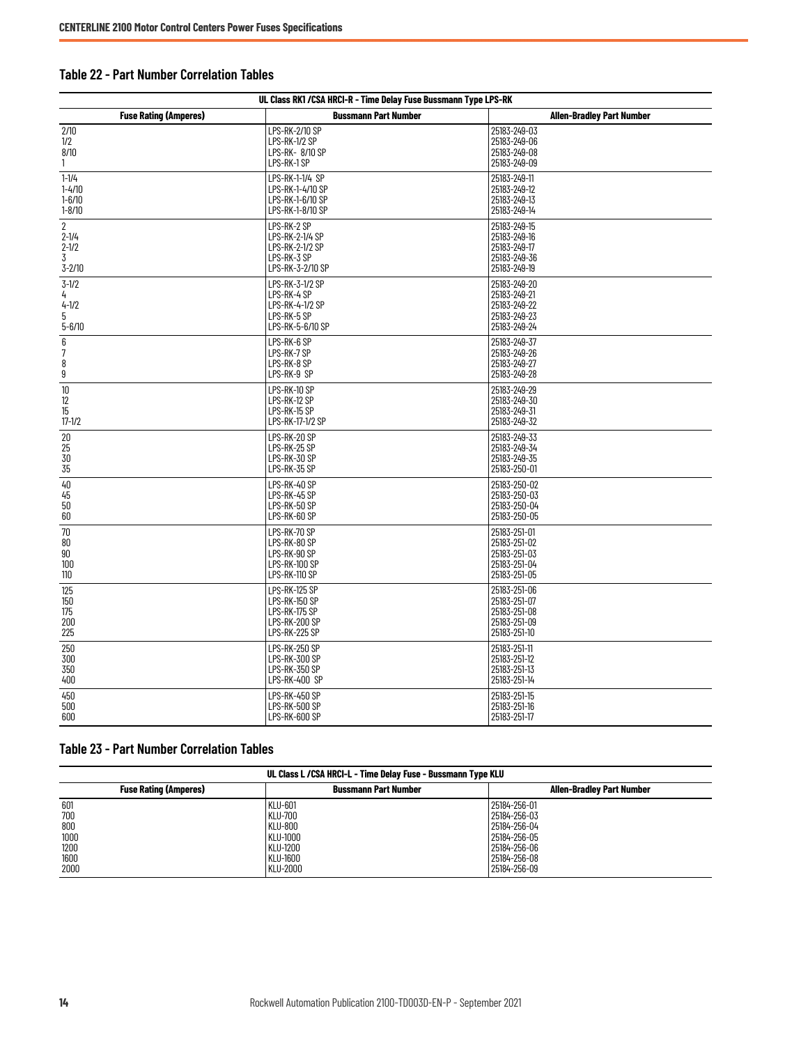### Table 22 - Part Number Correlation Tables

| UL Class RK1 /CSA HRCI-R - Time Delay Fuse Bussmann Type LPS-RK | | |
|---|---|---|
| **Fuse Rating (Amperes)** | **Bussmann Part Number** | **Allen-Bradley Part Number** |
| 2/10 | LPS-RK-2/10 SP | 25183-249-03 |
| 1/2 | LPS-RK-1/2 SP | 25183-249-06 |
| 8/10 | LPS-RK- 8/10 SP | 25183-249-08 |
| 1 | LPS-RK-1 SP | 25183-249-09 |
| 1-1/4 | LPS-RK-1-1/4 SP | 25183-249-11 |
| 1-4/10 | LPS-RK-1-4/10 SP | 25183-249-12 |
| 1-6/10 | LPS-RK-1-6/10 SP | 25183-249-13 |
| 1-8/10 | LPS-RK-1-8/10 SP | 25183-249-14 |
| 2 | LPS-RK-2 SP | 25183-249-15 |
| 2-1/4 | LPS-RK-2-1/4 SP | 25183-249-16 |
| 2-1/2 | LPS-RK-2-1/2 SP | 25183-249-17 |
| 3 | LPS-RK-3 SP | 25183-249-36 |
| 3-2/10 | LPS-RK-3-2/10 SP | 25183-249-19 |
| 3-1/2 | LPS-RK-3-1/2 SP | 25183-249-20 |
| 4 | LPS-RK-4 SP | 25183-249-21 |
| 4-1/2 | LPS-RK-4-1/2 SP | 25183-249-22 |
| 5 | LPS-RK-5 SP | 25183-249-23 |
| 5-6/10 | LPS-RK-5-6/10 SP | 25183-249-24 |
| 6 | LPS-RK-6 SP | 25183-249-37 |
| 7 | LPS-RK-7 SP | 25183-249-26 |
| 8 | LPS-RK-8 SP | 25183-249-27 |
| 9 | LPS-RK-9 SP | 25183-249-28 |
| 10 | LPS-RK-10 SP | 25183-249-29 |
| 12 | LPS-RK-12 SP | 25183-249-30 |
| 15 | LPS-RK-15 SP | 25183-249-31 |
| 17-1/2 | LPS-RK-17-1/2 SP | 25183-249-32 |
| 20 | LPS-RK-20 SP | 25183-249-33 |
| 25 | LPS-RK-25 SP | 25183-249-34 |
| 30 | LPS-RK-30 SP | 25183-249-35 |
| 35 | LPS-RK-35 SP | 25183-250-01 |
| 40 | LPS-RK-40 SP | 25183-250-02 |
| 45 | LPS-RK-45 SP | 25183-250-03 |
| 50 | LPS-RK-50 SP | 25183-250-04 |
| 60 | LPS-RK-60 SP | 25183-250-05 |
| 70 | LPS-RK-70 SP | 25183-251-01 |
| 80 | LPS-RK-80 SP | 25183-251-02 |
| 90 | LPS-RK-90 SP | 25183-251-03 |
| 100 | LPS-RK-100 SP | 25183-251-04 |
| 110 | LPS-RK-110 SP | 25183-251-05 |
| 125 | LPS-RK-125 SP | 25183-251-06 |
| 150 | LPS-RK-150 SP | 25183-251-07 |
| 175 | LPS-RK-175 SP | 25183-251-08 |
| 200 | LPS-RK-200 SP | 25183-251-09 |
| 225 | LPS-RK-225 SP | 25183-251-10 |
| 250 | LPS-RK-250 SP | 25183-251-11 |
| 300 | LPS-RK-300 SP | 25183-251-12 |
| 350 | LPS-RK-350 SP | 25183-251-13 |
| 400 | LPS-RK-400 SP | 25183-251-14 |
| 450 | LPS-RK-450 SP | 25183-251-15 |
| 500 | LPS-RK-500 SP | 25183-251-16 |
| 600 | LPS-RK-600 SP | 25183-251-17 |

### Table 23 - Part Number Correlation Tables

| UL Class L /CSA HRCI-L - Time Delay Fuse - Bussmann Type KLU | | |
|---|---|---|
| **Fuse Rating (Amperes)** | **Bussmann Part Number** | **Allen-Bradley Part Number** |
| 601 | KLU-601 | 25184-256-01 |
| 700 | KLU-700 | 25184-256-03 |
| 800 | KLU-800 | 25184-256-04 |
| 1000 | KLU-1000 | 25184-256-05 |
| 1200 | KLU-1200 | 25184-256-06 |
| 1600 | KLU-1600 | 25184-256-08 |
| 2000 | KLU-2000 | 25184-256-09 |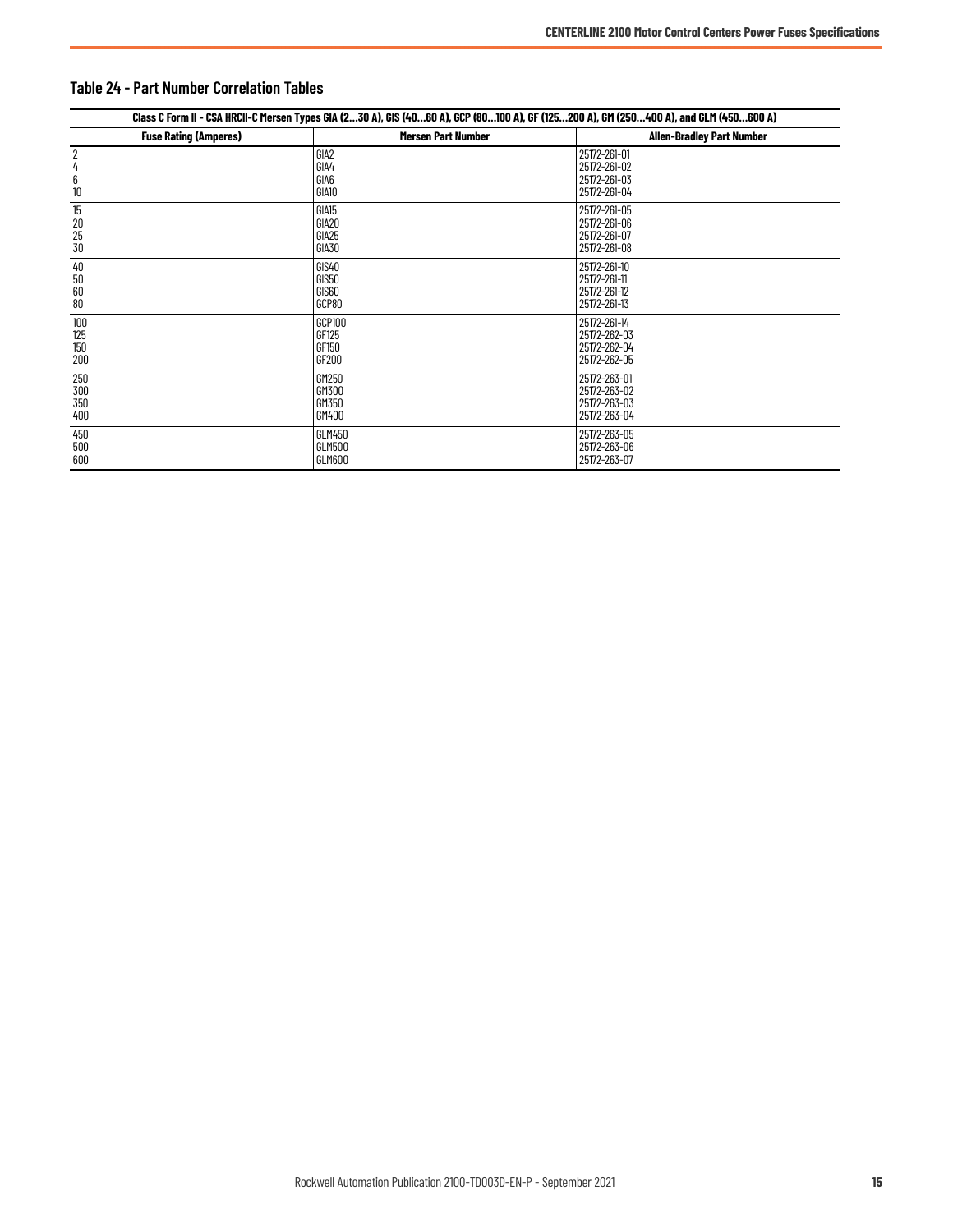## Table 24 - Part Number Correlation Tables

| Class C Form II - CSA HRCII-C Mersen Types GIA (2…30 A), GIS (40…60 A), GCP (80…100 A), GF (125…200 A), GM (250…400 A), and GLM (450…600 A) | | |
|---|---|---|
| **Fuse Rating (Amperes)** | **Mersen Part Number** | **Allen-Bradley Part Number** |
| 2 | GIA2 | 25172-261-01 |
| 4 | GIA4 | 25172-261-02 |
| 6 | GIA6 | 25172-261-03 |
| 10 | GIA10 | 25172-261-04 |
| 15 | GIA15 | 25172-261-05 |
| 20 | GIA20 | 25172-261-06 |
| 25 | GIA25 | 25172-261-07 |
| 30 | GIA30 | 25172-261-08 |
| 40 | GIS40 | 25172-261-10 |
| 50 | GIS50 | 25172-261-11 |
| 60 | GIS60 | 25172-261-12 |
| 80 | GCP80 | 25172-261-13 |
| 100 | GCP100 | 25172-261-14 |
| 125 | GF125 | 25172-262-03 |
| 150 | GF150 | 25172-262-04 |
| 200 | GF200 | 25172-262-05 |
| 250 | GM250 | 25172-263-01 |
| 300 | GM300 | 25172-263-02 |
| 350 | GM350 | 25172-263-03 |
| 400 | GM400 | 25172-263-04 |
| 450 | GLM450 | 25172-263-05 |
| 500 | GLM500 | 25172-263-06 |
| 600 | GLM600 | 25172-263-07 |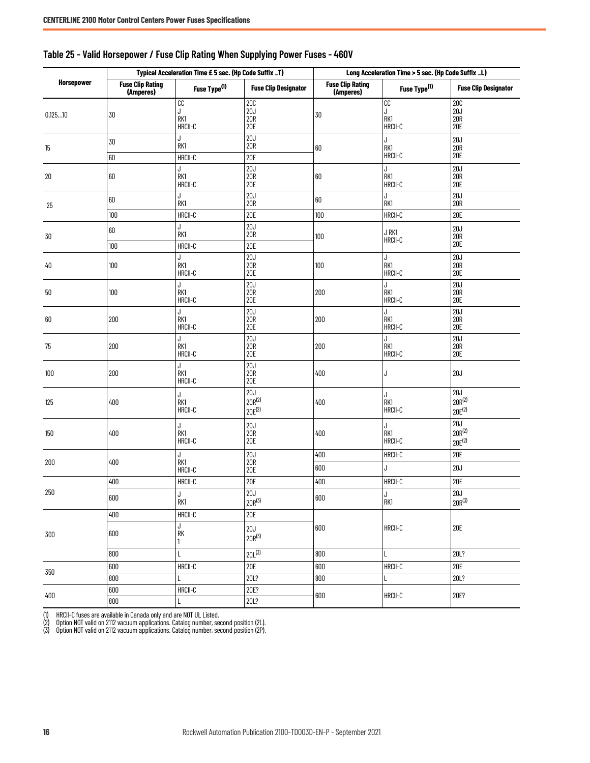## Table 25 - Valid Horsepower / Fuse Clip Rating When Supplying Power Fuses - 460V

| Horsepower | Typical Acceleration Time £ 5 sec. (Hp Code Suffix _T) | | | Long Acceleration Time > 5 sec. (Hp Code Suffix _L) | | |
|---|---|---|---|---|---|---|
| | Fuse Clip Rating (Amperes) | Fuse Type(1) | Fuse Clip Designator | Fuse Clip Rating (Amperes) | Fuse Type(1) | Fuse Clip Designator |
| 0.125…10 | 30 | CC<br>J<br>RK1<br>HRCII-C | 20C<br>20J<br>20R<br>20E | 30 | CC<br>J<br>RK1<br>HRCII-C | 20C<br>20J<br>20R<br>20E |
| 15 | 30 | J<br>RK1 | 20J<br>20R | 60 | J<br>RK1<br>HRCII-C | 20J<br>20R<br>20E |
| | 60 | HRCII-C | 20E | | | |
| 20 | 60 | J<br>RK1<br>HRCII-C | 20J<br>20R<br>20E | 60 | J<br>RK1<br>HRCII-C | 20J<br>20R<br>20E |
| 25 | 60 | J<br>RK1 | 20J<br>20R | 60 | J<br>RK1 | 20J<br>20R |
| | 100 | HRCII-C | 20E | 100 | HRCII-C | 20E |
| 30 | 60 | J<br>RK1 | 20J<br>20R | 100 | J RK1<br>HRCII-C | 20J<br>20R<br>20E |
| | 100 | HRCII-C | 20E | | | |
| 40 | 100 | J<br>RK1<br>HRCII-C | 20J<br>20R<br>20E | 100 | J<br>RK1<br>HRCII-C | 20J<br>20R<br>20E |
| 50 | 100 | J<br>RK1<br>HRCII-C | 20J<br>20R<br>20E | 200 | J<br>RK1<br>HRCII-C | 20J<br>20R<br>20E |
| 60 | 200 | J<br>RK1<br>HRCII-C | 20J<br>20R<br>20E | 200 | J<br>RK1<br>HRCII-C | 20J<br>20R<br>20E |
| 75 | 200 | J<br>RK1<br>HRCII-C | 20J<br>20R<br>20E | 200 | J<br>RK1<br>HRCII-C | 20J<br>20R<br>20E |
| 100 | 200 | J<br>RK1<br>HRCII-C | 20J<br>20R<br>20E | 400 | J | 20J |
| 125 | 400 | J<br>RK1<br>HRCII-C | 20J<br>20R(2)<br>20E(2) | 400 | J<br>RK1<br>HRCII-C | 20J<br>20R(2)<br>20E(2) |
| 150 | 400 | J<br>RK1<br>HRCII-C | 20J<br>20R<br>20E | 400 | J<br>RK1<br>HRCII-C | 20J<br>20R(2)<br>20E(2) |
| 200 | 400 | J<br>RK1<br>HRCII-C | 20J<br>20R<br>20E | 400 | HRCII-C | 20E |
| | | | | 600 | J | 20J |
| 250 | 400 | HRCII-C | 20E | 400 | HRCII-C | 20E |
| | 600 | J<br>RK1 | 20J<br>20R(3) | 600 | J<br>RK1 | 20J<br>20R(3) |
| 300 | 400 | HRCII-C | 20E | 600 | HRCII-C | 20E |
| | 600 | J<br>RK<br>1 | 20J<br>20R(3) | | | |
| | 800 | L | 20L(3) | 800 | L | 20L? |
| 350 | 600 | HRCII-C | 20E | 600 | HRCII-C | 20E |
| | 800 | L | 20L? | 800 | L | 20L? |
| 400 | 600 | HRCII-C | 20E? | 600 | HRCII-C | 20E? |
| | 800 | L | 20L? | | | |

(1) HRCII-C fuses are available in Canada only and are NOT UL Listed.
(2) Option NOT valid on 2112 vacuum applications. Catalog number, second position (2L).
(3) Option NOT valid on 2112 vacuum applications. Catalog number, second position (2P).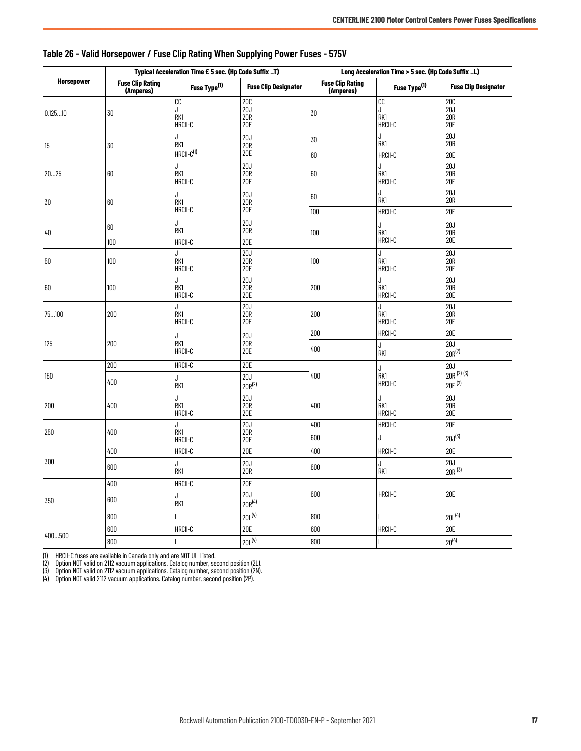## Table 26 - Valid Horsepower / Fuse Clip Rating When Supplying Power Fuses - 575V

| Horsepower | Typical Acceleration Time ≤ 5 sec. (Hp Code Suffix _T) | | | Long Acceleration Time > 5 sec. (Hp Code Suffix _L) | | |
|---|---|---|---|---|---|---|
| | Fuse Clip Rating (Amperes) | Fuse Type(1) | Fuse Clip Designator | Fuse Clip Rating (Amperes) | Fuse Type(1) | Fuse Clip Designator |
| 0.125…10 | 30 | CC<br>J<br>RK1<br>HRCII-C | 20C<br>20J<br>20R<br>20E | 30 | CC<br>J<br>RK1<br>HRCII-C | 20C<br>20J<br>20R<br>20E |
| 15 | 30 | J<br>RK1<br>HRCII-C(1) | 20J<br>20R<br>20E | 30 | J<br>RK1 | 20J<br>20R |
| | | | | 60 | HRCII-C | 20E |
| 20…25 | 60 | J<br>RK1<br>HRCII-C | 20J<br>20R<br>20E | 60 | J<br>RK1<br>HRCII-C | 20J<br>20R<br>20E |
| 30 | 60 | J<br>RK1<br>HRCII-C | 20J<br>20R<br>20E | 60 | J<br>RK1 | 20J<br>20R |
| | | | | 100 | HRCII-C | 20E |
| 40 | 60 | J<br>RK1 | 20J<br>20R | 100 | J<br>RK1<br>HRCII-C | 20J<br>20R<br>20E |
| | 100 | HRCII-C | 20E | | | |
| 50 | 100 | J<br>RK1<br>HRCII-C | 20J<br>20R<br>20E | 100 | J<br>RK1<br>HRCII-C | 20J<br>20R<br>20E |
| 60 | 100 | J<br>RK1<br>HRCII-C | 20J<br>20R<br>20E | 200 | J<br>RK1<br>HRCII-C | 20J<br>20R<br>20E |
| 75…100 | 200 | J<br>RK1<br>HRCII-C | 20J<br>20R<br>20E | 200 | J<br>RK1<br>HRCII-C | 20J<br>20R<br>20E |
| 125 | 200 | J<br>RK1<br>HRCII-C | 20J<br>20R<br>20E | 200 | HRCII-C | 20E |
| | | | | 400 | J<br>RK1 | 20J<br>20R(2) |
| 150 | 200 | HRCII-C | 20E | 400 | J<br>RK1<br>HRCII-C | 20J<br>20R (2) (3)<br>20E (2) |
| | 400 | J<br>RK1 | 20J<br>20R(2) | | | |
| 200 | 400 | J<br>RK1<br>HRCII-C | 20J<br>20R<br>20E | 400 | J<br>RK1<br>HRCII-C | 20J<br>20R<br>20E |
| 250 | 400 | J<br>RK1<br>HRCII-C | 20J<br>20R<br>20E | 400 | HRCII-C | 20E |
| | | | | 600 | J | 20J(3) |
| 300 | 400 | HRCII-C | 20E | 400 | HRCII-C | 20E |
| | 600 | J<br>RK1 | 20J<br>20R | 600 | J<br>RK1 | 20J<br>20R (3) |
| 350 | 400 | HRCII-C | 20E | 600 | HRCII-C | 20E |
| | 600 | J<br>RK1 | 20J<br>20R(4) | | | |
| | 800 | L | 20L(4) | 800 | L | 20L(4) |
| 400…500 | 600 | HRCII-C | 20E | 600 | HRCII-C | 20E |
| | 800 | L | 20L(4) | 800 | L | 20(4) |

(1) HRCII-C fuses are available in Canada only and are NOT UL Listed.
(2) Option NOT valid on 2112 vacuum applications. Catalog number, second position (2L).
(3) Option NOT valid on 2112 vacuum applications. Catalog number, second position (2N).
(4) Option NOT valid 2112 vacuum applications. Catalog number, second position (2P).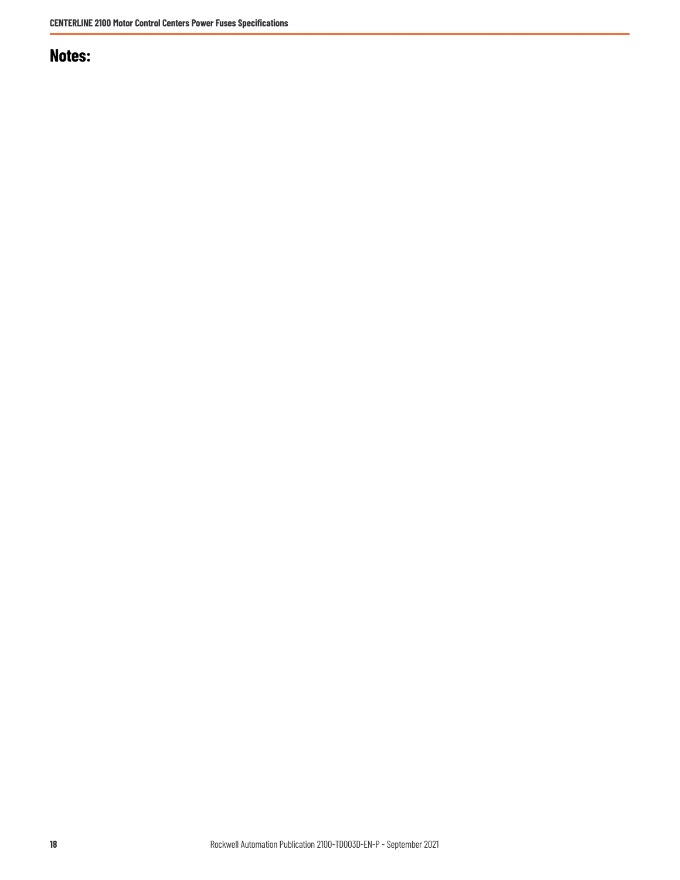## Notes: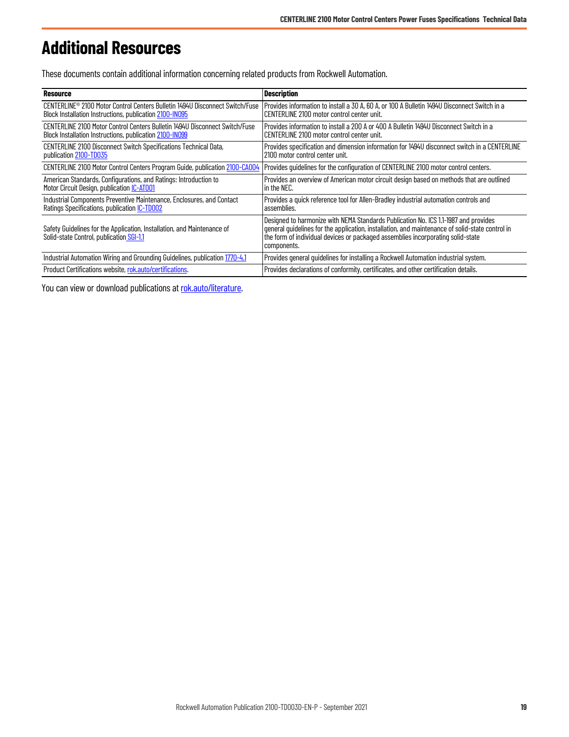# Additional Resources

These documents contain additional information concerning related products from Rockwell Automation.

| Resource | Description |
| --- | --- |
| CENTERLINE® 2100 Motor Control Centers Bulletin 1494U Disconnect Switch/Fuse Block Installation Instructions, publication 2100-IN095 | Provides information to install a 30 A, 60 A, or 100 A Bulletin 1494U Disconnect Switch in a CENTERLINE 2100 motor control center unit. |
| CENTERLINE 2100 Motor Control Centers Bulletin 1494U Disconnect Switch/Fuse Block Installation Instructions, publication 2100-IN099 | Provides information to install a 200 A or 400 A Bulletin 1494U Disconnect Switch in a CENTERLINE 2100 motor control center unit. |
| CENTERLINE 2100 Disconnect Switch Specifications Technical Data, publication 2100-TD035 | Provides specification and dimension information for 1494U disconnect switch in a CENTERLINE 2100 motor control center unit. |
| CENTERLINE 2100 Motor Control Centers Program Guide, publication 2100-CA004 | Provides guidelines for the configuration of CENTERLINE 2100 motor control centers. |
| American Standards, Configurations, and Ratings: Introduction to Motor Circuit Design, publication IC-AT001 | Provides an overview of American motor circuit design based on methods that are outlined in the NEC. |
| Industrial Components Preventive Maintenance, Enclosures, and Contact Ratings Specifications, publication IC-TD002 | Provides a quick reference tool for Allen-Bradley industrial automation controls and assemblies. |
| Safety Guidelines for the Application, Installation, and Maintenance of Solid-state Control, publication SGI-1.1 | Designed to harmonize with NEMA Standards Publication No. ICS 1.1-1987 and provides general guidelines for the application, installation, and maintenance of solid-state control in the form of individual devices or packaged assemblies incorporating solid-state components. |
| Industrial Automation Wiring and Grounding Guidelines, publication 1770-4.1 | Provides general guidelines for installing a Rockwell Automation industrial system. |
| Product Certifications website, rok.auto/certifications. | Provides declarations of conformity, certificates, and other certification details. |

You can view or download publications at rok.auto/literature.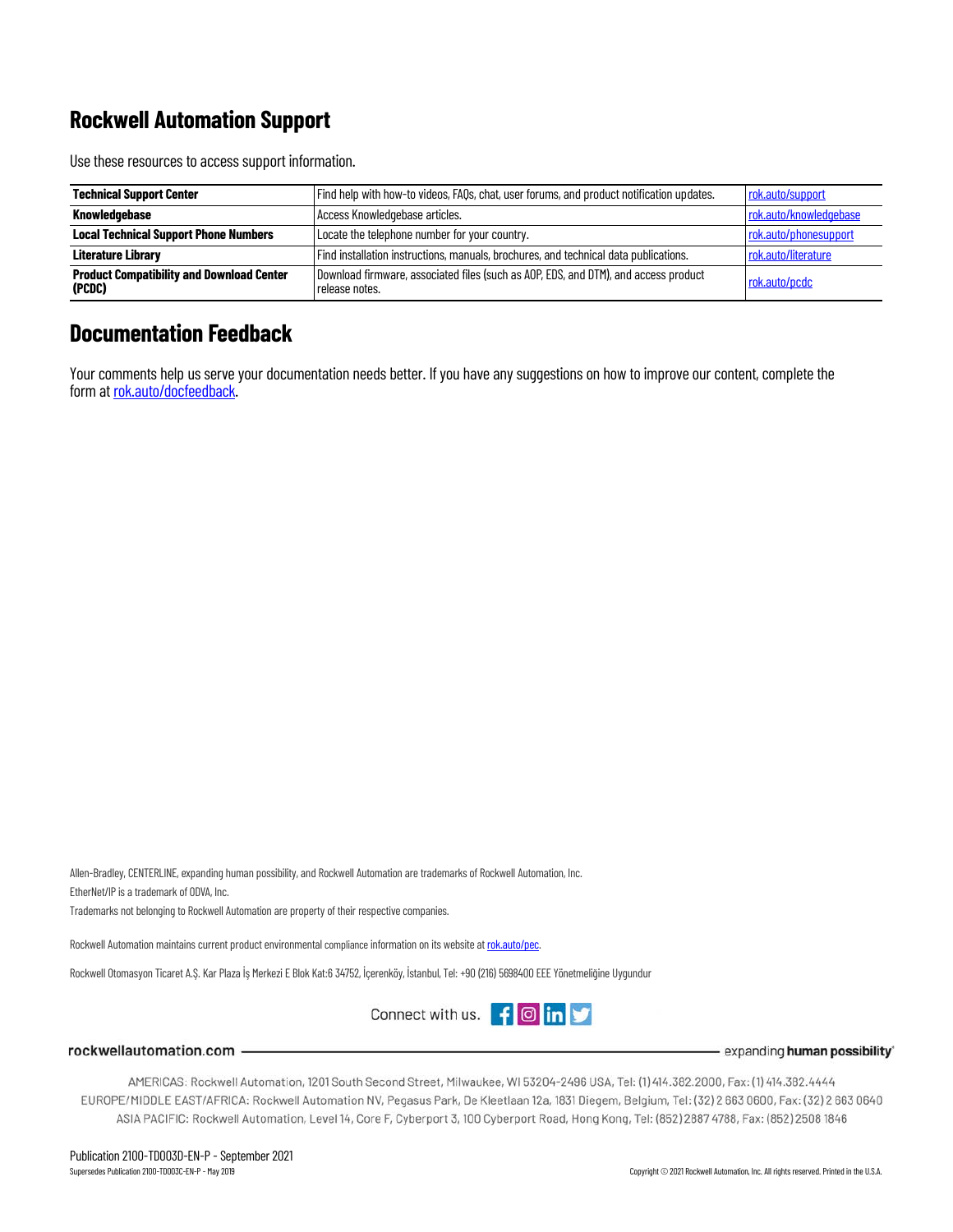## Rockwell Automation Support

Use these resources to access support information.

| | | |
|---|---|---|
| **Technical Support Center** | Find help with how-to videos, FAQs, chat, user forums, and product notification updates. | rok.auto/support |
| **Knowledgebase** | Access Knowledgebase articles. | rok.auto/knowledgebase |
| **Local Technical Support Phone Numbers** | Locate the telephone number for your country. | rok.auto/phonesupport |
| **Literature Library** | Find installation instructions, manuals, brochures, and technical data publications. | rok.auto/literature |
| **Product Compatibility and Download Center (PCDC)** | Download firmware, associated files (such as AOP, EDS, and DTM), and access product release notes. | rok.auto/pcdc |

## Documentation Feedback

Your comments help us serve your documentation needs better. If you have any suggestions on how to improve our content, complete the form at rok.auto/docfeedback.

Allen-Bradley, CENTERLINE, expanding human possibility, and Rockwell Automation are trademarks of Rockwell Automation, Inc.

EtherNet/IP is a trademark of ODVA, Inc.

Trademarks not belonging to Rockwell Automation are property of their respective companies.

Rockwell Automation maintains current product environmental compliance information on its website at rok.auto/pec.

Rockwell Otomasyon Ticaret A.Ş. Kar Plaza İş Merkezi E Blok Kat:6 34752, İçerenköy, İstanbul, Tel: +90 (216) 5698400 EEE Yönetmeliğine Uygundur

Connect with us.

rockwellautomation.com — expanding **human possibility**®

AMERICAS: Rockwell Automation, 1201 South Second Street, Milwaukee, WI 53204-2496 USA, Tel: (1) 414.382.2000, Fax: (1) 414.382.4444
EUROPE/MIDDLE EAST/AFRICA: Rockwell Automation NV, Pegasus Park, De Kleetlaan 12a, 1831 Diegem, Belgium, Tel: (32) 2 663 0600, Fax: (32) 2 663 0640
ASIA PACIFIC: Rockwell Automation, Level 14, Core F, Cyberport 3, 100 Cyberport Road, Hong Kong, Tel: (852) 2887 4788, Fax: (852) 2508 1846

Publication 2100-TD003D-EN-P - September 2021
Supersedes Publication 2100-TD003C-EN-P - May 2019

Copyright © 2021 Rockwell Automation, Inc. All rights reserved. Printed in the U.S.A.